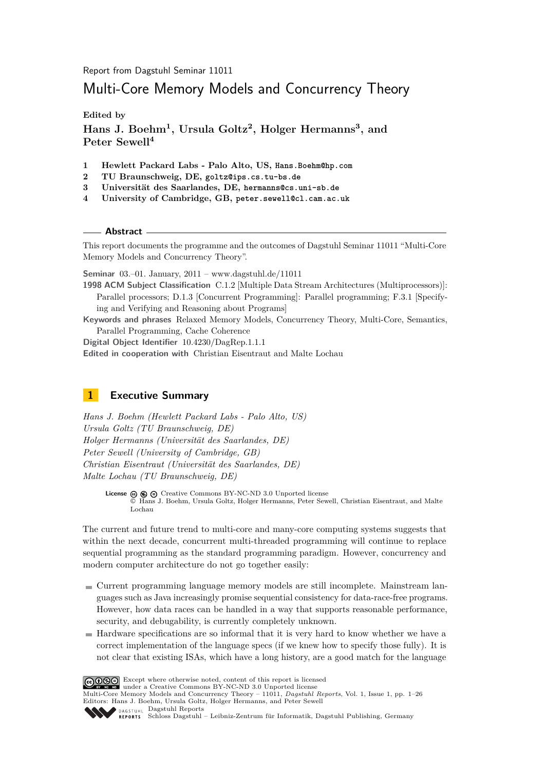Report from Dagstuhl Seminar 11011

# Multi-Core Memory Models and Concurrency Theory

Edited by

**Hans J. Boehm[1], Ursula Goltz[2], Holger Hermanns[3], and Peter Sewell[4]**

1. **Hewlett Packard Labs - Palo Alto, US,** `Hans.Boehm@hp.com`
2. **TU Braunschweig, DE,** `goltz@ips.cs.tu-bs.de`
3. **Universität des Saarlandes, DE,** `hermanns@cs.uni-sb.de`
4. **University of Cambridge, GB,** `peter.sewell@cl.cam.ac.uk`

## Abstract

This report documents the programme and the outcomes of Dagstuhl Seminar 11011 "Multi-Core Memory Models and Concurrency Theory".

**Seminar** 03.–01. January, 2011 – www.dagstuhl.de/11011

**1998 ACM Subject Classification** C.1.2 [Multiple Data Stream Architectures (Multiprocessors)]: Parallel processors; D.1.3 [Concurrent Programming]: Parallel programming; F.3.1 [Specifying and Verifying and Reasoning about Programs]

**Keywords and phrases** Relaxed Memory Models, Concurrency Theory, Multi-Core, Semantics, Parallel Programming, Cache Coherence

**Digital Object Identifier** 10.4230/DagRep.1.1.1

**Edited in cooperation with** Christian Eisentraut and Malte Lochau

## 1 Executive Summary

*Hans J. Boehm (Hewlett Packard Labs - Palo Alto, US)*
*Ursula Goltz (TU Braunschweig, DE)*
*Holger Hermanns (Universität des Saarlandes, DE)*
*Peter Sewell (University of Cambridge, GB)*
*Christian Eisentraut (Universität des Saarlandes, DE)*
*Malte Lochau (TU Braunschweig, DE)*

**License** Creative Commons BY-NC-ND 3.0 Unported license
© Hans J. Boehm, Ursula Goltz, Holger Hermanns, Peter Sewell, Christian Eisentraut, and Malte Lochau

The current and future trend to multi-core and many-core computing systems suggests that within the next decade, concurrent multi-threaded programming will continue to replace sequential programming as the standard programming paradigm. However, concurrency and modern computer architecture do not go together easily:

- Current programming language memory models are still incomplete. Mainstream languages such as Java increasingly promise sequential consistency for data-race-free programs. However, how data races can be handled in a way that supports reasonable performance, security, and debugability, is currently completely unknown.
- Hardware specifications are so informal that it is very hard to know whether we have a correct implementation of the language specs (if we knew how to specify those fully). It is not clear that existing ISAs, which have a long history, are a good match for the language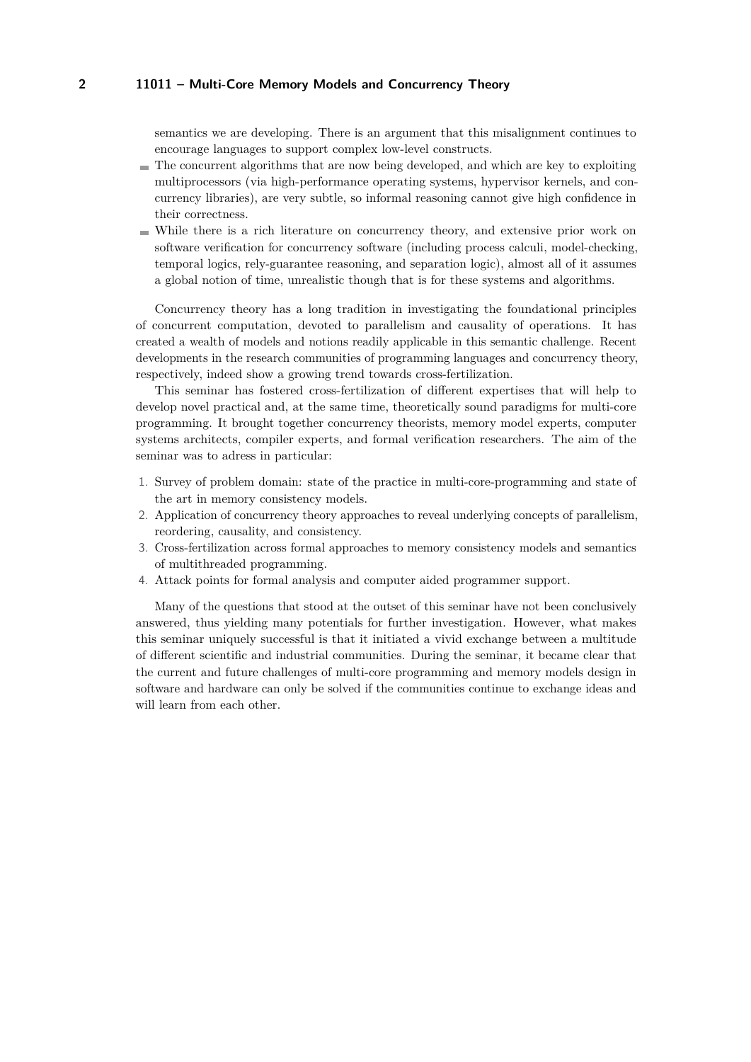semantics we are developing. There is an argument that this misalignment continues to encourage languages to support complex low-level constructs.

- The concurrent algorithms that are now being developed, and which are key to exploiting multiprocessors (via high-performance operating systems, hypervisor kernels, and concurrency libraries), are very subtle, so informal reasoning cannot give high confidence in their correctness.
- While there is a rich literature on concurrency theory, and extensive prior work on software verification for concurrency software (including process calculi, model-checking, temporal logics, rely-guarantee reasoning, and separation logic), almost all of it assumes a global notion of time, unrealistic though that is for these systems and algorithms.

Concurrency theory has a long tradition in investigating the foundational principles of concurrent computation, devoted to parallelism and causality of operations. It has created a wealth of models and notions readily applicable in this semantic challenge. Recent developments in the research communities of programming languages and concurrency theory, respectively, indeed show a growing trend towards cross-fertilization.

This seminar has fostered cross-fertilization of different expertises that will help to develop novel practical and, at the same time, theoretically sound paradigms for multi-core programming. It brought together concurrency theorists, memory model experts, computer systems architects, compiler experts, and formal verification researchers. The aim of the seminar was to adress in particular:

1. Survey of problem domain: state of the practice in multi-core-programming and state of the art in memory consistency models.
2. Application of concurrency theory approaches to reveal underlying concepts of parallelism, reordering, causality, and consistency.
3. Cross-fertilization across formal approaches to memory consistency models and semantics of multithreaded programming.
4. Attack points for formal analysis and computer aided programmer support.

Many of the questions that stood at the outset of this seminar have not been conclusively answered, thus yielding many potentials for further investigation. However, what makes this seminar uniquely successful is that it initiated a vivid exchange between a multitude of different scientific and industrial communities. During the seminar, it became clear that the current and future challenges of multi-core programming and memory models design in software and hardware can only be solved if the communities continue to exchange ideas and will learn from each other.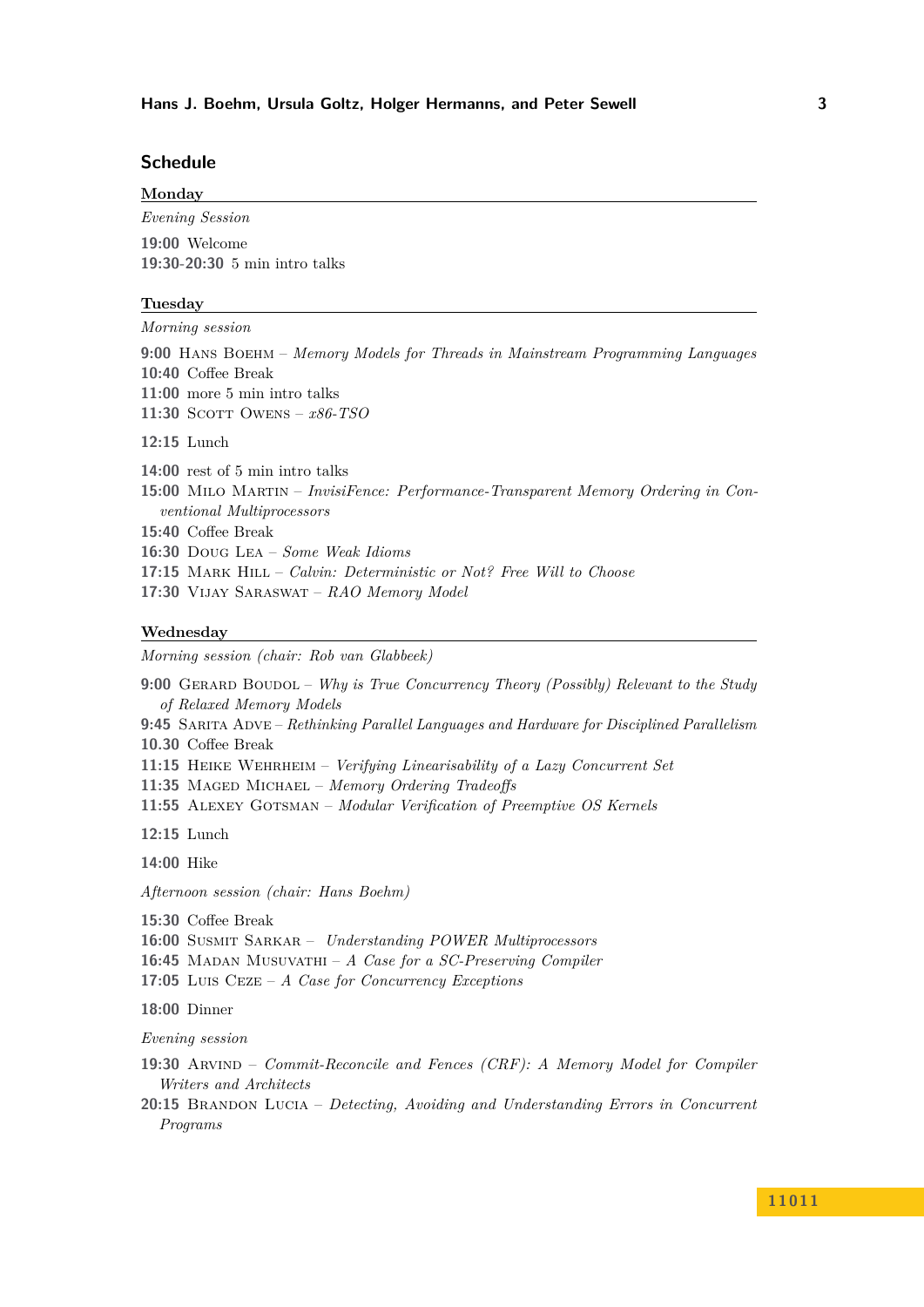## Schedule

### Monday

*Evening Session*

**19:00** Welcome
**19:30-20:30** 5 min intro talks

### Tuesday

*Morning session*

**9:00** Hans Boehm – *Memory Models for Threads in Mainstream Programming Languages*
**10:40** Coffee Break
**11:00** more 5 min intro talks
**11:30** Scott Owens – *x86-TSO*

**12:15** Lunch

**14:00** rest of 5 min intro talks
**15:00** Milo Martin – *InvisiFence: Performance-Transparent Memory Ordering in Conventional Multiprocessors*
**15:40** Coffee Break
**16:30** Doug Lea – *Some Weak Idioms*
**17:15** Mark Hill – *Calvin: Deterministic or Not? Free Will to Choose*
**17:30** Vijay Saraswat – *RAO Memory Model*

### Wednesday

*Morning session (chair: Rob van Glabbeek)*

**9:00** Gerard Boudol – *Why is True Concurrency Theory (Possibly) Relevant to the Study of Relaxed Memory Models*
**9:45** Sarita Adve – *Rethinking Parallel Languages and Hardware for Disciplined Parallelism*
**10.30** Coffee Break
**11:15** Heike Wehrheim – *Verifying Linearisability of a Lazy Concurrent Set*
**11:35** Maged Michael – *Memory Ordering Tradeoffs*
**11:55** Alexey Gotsman – *Modular Verification of Preemptive OS Kernels*

**12:15** Lunch

**14:00** Hike

*Afternoon session (chair: Hans Boehm)*

**15:30** Coffee Break
**16:00** Susmit Sarkar – *Understanding POWER Multiprocessors*
**16:45** Madan Musuvathi – *A Case for a SC-Preserving Compiler*
**17:05** Luis Ceze – *A Case for Concurrency Exceptions*

**18:00** Dinner

*Evening session*

**19:30** Arvind – *Commit-Reconcile and Fences (CRF): A Memory Model for Compiler Writers and Architects*
**20:15** Brandon Lucia – *Detecting, Avoiding and Understanding Errors in Concurrent Programs*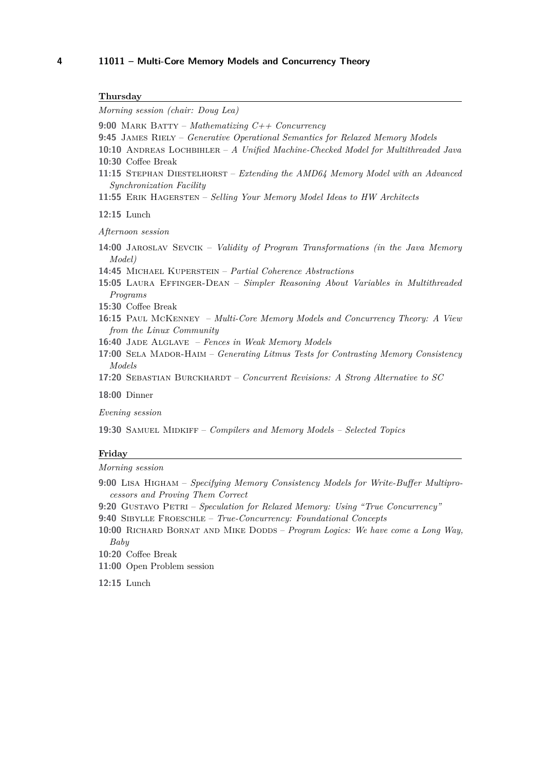#### Thursday

*Morning session (chair: Doug Lea)*

**9:00** Mark Batty – *Mathematizing C++ Concurrency*

**9:45** James Riely – *Generative Operational Semantics for Relaxed Memory Models*

**10:10** Andreas Lochbihler – *A Unified Machine-Checked Model for Multithreaded Java*

**10:30** Coffee Break

**11:15** Stephan Diestelhorst – *Extending the AMD64 Memory Model with an Advanced Synchronization Facility*

**11:55** Erik Hagersten – *Selling Your Memory Model Ideas to HW Architects*

**12:15** Lunch

*Afternoon session*

**14:00** Jaroslav Sevcik – *Validity of Program Transformations (in the Java Memory Model)*

**14:45** Michael Kuperstein – *Partial Coherence Abstractions*

**15:05** Laura Effinger-Dean – *Simpler Reasoning About Variables in Multithreaded Programs*

**15:30** Coffee Break

**16:15** Paul McKenney – *Multi-Core Memory Models and Concurrency Theory: A View from the Linux Community*

**16:40** Jade Alglave – *Fences in Weak Memory Models*

**17:00** Sela Mador-Haim – *Generating Litmus Tests for Contrasting Memory Consistency Models*

**17:20** Sebastian Burckhardt – *Concurrent Revisions: A Strong Alternative to SC*

**18:00** Dinner

*Evening session*

**19:30** Samuel Midkiff – *Compilers and Memory Models – Selected Topics*

#### Friday

*Morning session*

**9:00** Lisa Higham – *Specifying Memory Consistency Models for Write-Buffer Multiprocessors and Proving Them Correct*

**9:20** Gustavo Petri – *Speculation for Relaxed Memory: Using "True Concurrency"*

**9:40** Sibylle Froeschle – *True-Concurrency: Foundational Concepts*

**10:00** Richard Bornat and Mike Dodds – *Program Logics: We have come a Long Way, Baby*

**10:20** Coffee Break

**11:00** Open Problem session

**12:15** Lunch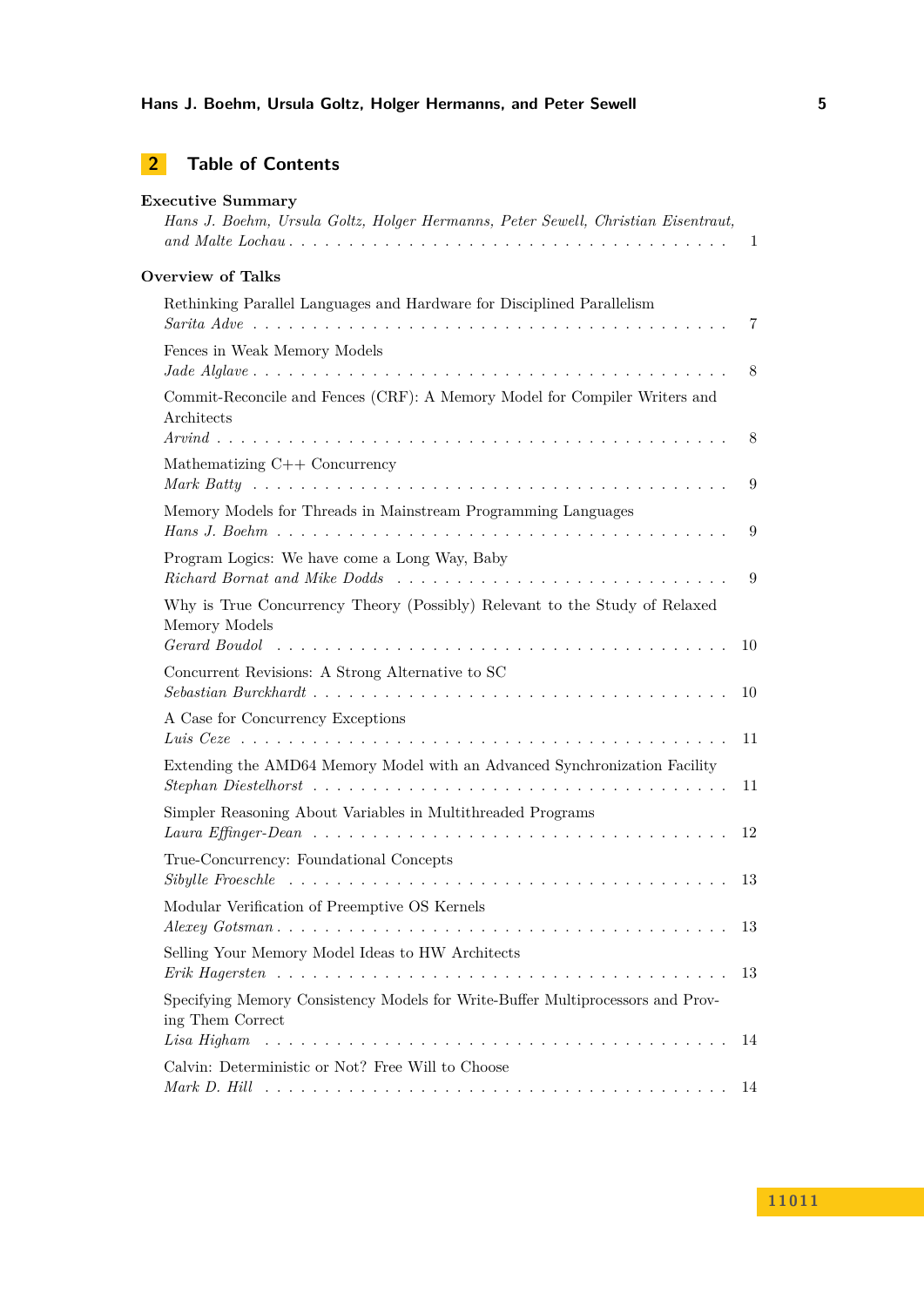## 2 Table of Contents

**Executive Summary**
*Hans J. Boehm, Ursula Goltz, Holger Hermanns, Peter Sewell, Christian Eisentraut, and Malte Lochau* . . . . . . . . . . . . . . . . . . . . . . . . . . . . . . . . . . . . . 1

**Overview of Talks**

Rethinking Parallel Languages and Hardware for Disciplined Parallelism
*Sarita Adve* . . . . . . . . . . . . . . . . . . . . . . . . . . . . . . . . . . . . . 7

Fences in Weak Memory Models
*Jade Alglave* . . . . . . . . . . . . . . . . . . . . . . . . . . . . . . . . . . . . . 8

Commit-Reconcile and Fences (CRF): A Memory Model for Compiler Writers and Architects
*Arvind* . . . . . . . . . . . . . . . . . . . . . . . . . . . . . . . . . . . . . 8

Mathematizing C++ Concurrency
*Mark Batty* . . . . . . . . . . . . . . . . . . . . . . . . . . . . . . . . . . . . . 9

Memory Models for Threads in Mainstream Programming Languages
*Hans J. Boehm* . . . . . . . . . . . . . . . . . . . . . . . . . . . . . . . . . . . . . 9

Program Logics: We have come a Long Way, Baby
*Richard Bornat and Mike Dodds* . . . . . . . . . . . . . . . . . . . . . . . . . . . 9

Why is True Concurrency Theory (Possibly) Relevant to the Study of Relaxed Memory Models
*Gerard Boudol* . . . . . . . . . . . . . . . . . . . . . . . . . . . . . . . . . . . . . 10

Concurrent Revisions: A Strong Alternative to SC
*Sebastian Burckhardt* . . . . . . . . . . . . . . . . . . . . . . . . . . . . . . . . . 10

A Case for Concurrency Exceptions
*Luis Ceze* . . . . . . . . . . . . . . . . . . . . . . . . . . . . . . . . . . . . . 11

Extending the AMD64 Memory Model with an Advanced Synchronization Facility
*Stephan Diestelhorst* . . . . . . . . . . . . . . . . . . . . . . . . . . . . . . . . . 11

Simpler Reasoning About Variables in Multithreaded Programs
*Laura Effinger-Dean* . . . . . . . . . . . . . . . . . . . . . . . . . . . . . . . . . 12

True-Concurrency: Foundational Concepts
*Sibylle Froeschle* . . . . . . . . . . . . . . . . . . . . . . . . . . . . . . . . . . . 13

Modular Verification of Preemptive OS Kernels
*Alexey Gotsman* . . . . . . . . . . . . . . . . . . . . . . . . . . . . . . . . . . . . 13

Selling Your Memory Model Ideas to HW Architects
*Erik Hagersten* . . . . . . . . . . . . . . . . . . . . . . . . . . . . . . . . . . . . 13

Specifying Memory Consistency Models for Write-Buffer Multiprocessors and Proving Them Correct
*Lisa Higham* . . . . . . . . . . . . . . . . . . . . . . . . . . . . . . . . . . . . . 14

Calvin: Deterministic or Not? Free Will to Choose
*Mark D. Hill* . . . . . . . . . . . . . . . . . . . . . . . . . . . . . . . . . . . . . 14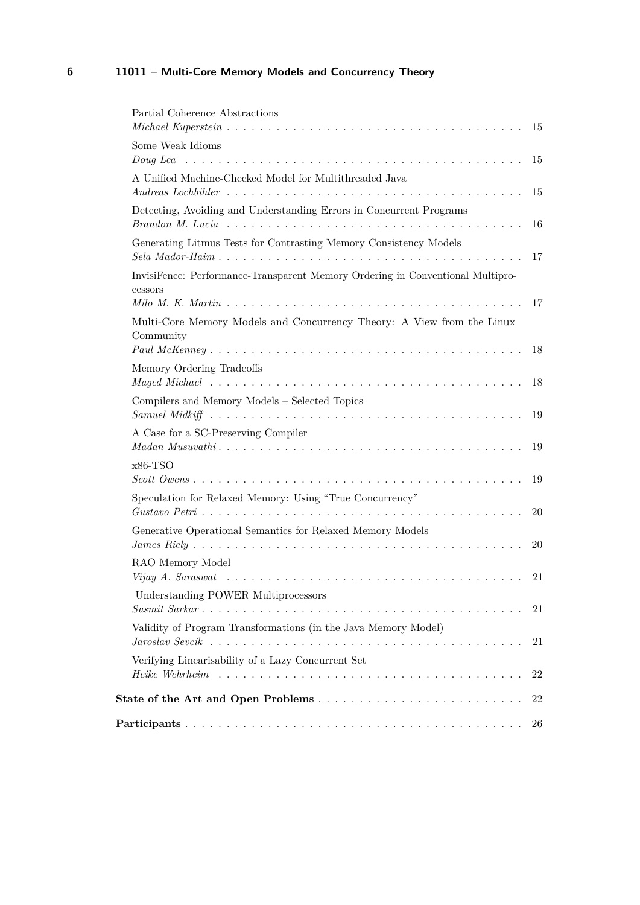Partial Coherence Abstractions
*Michael Kuperstein* . . . . . . . . . . . . . . . . . . . . . . . . . . . . . . . . . . . 15

Some Weak Idioms
*Doug Lea* . . . . . . . . . . . . . . . . . . . . . . . . . . . . . . . . . . . . . . . 15

A Unified Machine-Checked Model for Multithreaded Java
*Andreas Lochbihler* . . . . . . . . . . . . . . . . . . . . . . . . . . . . . . . . . . 15

Detecting, Avoiding and Understanding Errors in Concurrent Programs
*Brandon M. Lucia* . . . . . . . . . . . . . . . . . . . . . . . . . . . . . . . . . . . 16

Generating Litmus Tests for Contrasting Memory Consistency Models
*Sela Mador-Haim* . . . . . . . . . . . . . . . . . . . . . . . . . . . . . . . . . . . 17

InvisiFence: Performance-Transparent Memory Ordering in Conventional Multiprocessors
*Milo M. K. Martin* . . . . . . . . . . . . . . . . . . . . . . . . . . . . . . . . . . 17

Multi-Core Memory Models and Concurrency Theory: A View from the Linux Community
*Paul McKenney* . . . . . . . . . . . . . . . . . . . . . . . . . . . . . . . . . . . . 18

Memory Ordering Tradeoffs
*Maged Michael* . . . . . . . . . . . . . . . . . . . . . . . . . . . . . . . . . . . . 18

Compilers and Memory Models – Selected Topics
*Samuel Midkiff* . . . . . . . . . . . . . . . . . . . . . . . . . . . . . . . . . . . . 19

A Case for a SC-Preserving Compiler
*Madan Musuvathi* . . . . . . . . . . . . . . . . . . . . . . . . . . . . . . . . . . . 19

x86-TSO
*Scott Owens* . . . . . . . . . . . . . . . . . . . . . . . . . . . . . . . . . . . . . 19

Speculation for Relaxed Memory: Using "True Concurrency"
*Gustavo Petri* . . . . . . . . . . . . . . . . . . . . . . . . . . . . . . . . . . . . 20

Generative Operational Semantics for Relaxed Memory Models
*James Riely* . . . . . . . . . . . . . . . . . . . . . . . . . . . . . . . . . . . . . 20

RAO Memory Model
*Vijay A. Saraswat* . . . . . . . . . . . . . . . . . . . . . . . . . . . . . . . . . . 21

Understanding POWER Multiprocessors
*Susmit Sarkar* . . . . . . . . . . . . . . . . . . . . . . . . . . . . . . . . . . . . 21

Validity of Program Transformations (in the Java Memory Model)
*Jaroslav Sevcik* . . . . . . . . . . . . . . . . . . . . . . . . . . . . . . . . . . . 21

Verifying Linearisability of a Lazy Concurrent Set
*Heike Wehrheim* . . . . . . . . . . . . . . . . . . . . . . . . . . . . . . . . . . . 22

**State of the Art and Open Problems** . . . . . . . . . . . . . . . . . . . . . . . . 22

**Participants** . . . . . . . . . . . . . . . . . . . . . . . . . . . . . . . . . . . . . 26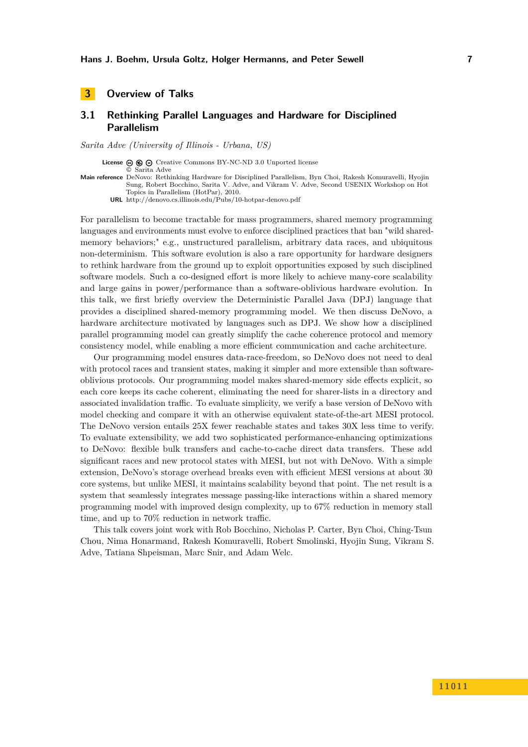## 3 Overview of Talks

### 3.1 Rethinking Parallel Languages and Hardware for Disciplined Parallelism

*Sarita Adve (University of Illinois - Urbana, US)*

**License** Creative Commons BY-NC-ND 3.0 Unported license
© Sarita Adve

**Main reference** DeNovo: Rethinking Hardware for Disciplined Parallelism, Byn Choi, Rakesh Komuravelli, Hyojin Sung, Robert Bocchino, Sarita V. Adve, and Vikram V. Adve, Second USENIX Workshop on Hot Topics in Parallelism (HotPar), 2010.

**URL** http://denovo.cs.illinois.edu/Pubs/10-hotpar-denovo.pdf

For parallelism to become tractable for mass programmers, shared memory programming languages and environments must evolve to enforce disciplined practices that ban "wild shared-memory behaviors;" e.g., unstructured parallelism, arbitrary data races, and ubiquitous non-determinism. This software evolution is also a rare opportunity for hardware designers to rethink hardware from the ground up to exploit opportunities exposed by such disciplined software models. Such a co-designed effort is more likely to achieve many-core scalability and large gains in power/performance than a software-oblivious hardware evolution. In this talk, we first briefly overview the Deterministic Parallel Java (DPJ) language that provides a disciplined shared-memory programming model. We then discuss DeNovo, a hardware architecture motivated by languages such as DPJ. We show how a disciplined parallel programming model can greatly simplify the cache coherence protocol and memory consistency model, while enabling a more efficient communication and cache architecture.

Our programming model ensures data-race-freedom, so DeNovo does not need to deal with protocol races and transient states, making it simpler and more extensible than software-oblivious protocols. Our programming model makes shared-memory side effects explicit, so each core keeps its cache coherent, eliminating the need for sharer-lists in a directory and associated invalidation traffic. To evaluate simplicity, we verify a base version of DeNovo with model checking and compare it with an otherwise equivalent state-of-the-art MESI protocol. The DeNovo version entails 25X fewer reachable states and takes 30X less time to verify. To evaluate extensibility, we add two sophisticated performance-enhancing optimizations to DeNovo: flexible bulk transfers and cache-to-cache direct data transfers. These add significant races and new protocol states with MESI, but not with DeNovo. With a simple extension, DeNovo's storage overhead breaks even with efficient MESI versions at about 30 core systems, but unlike MESI, it maintains scalability beyond that point. The net result is a system that seamlessly integrates message passing-like interactions within a shared memory programming model with improved design complexity, up to 67% reduction in memory stall time, and up to 70% reduction in network traffic.

This talk covers joint work with Rob Bocchino, Nicholas P. Carter, Byn Choi, Ching-Tsun Chou, Nima Honarmand, Rakesh Komuravelli, Robert Smolinski, Hyojin Sung, Vikram S. Adve, Tatiana Shpeisman, Marc Snir, and Adam Welc.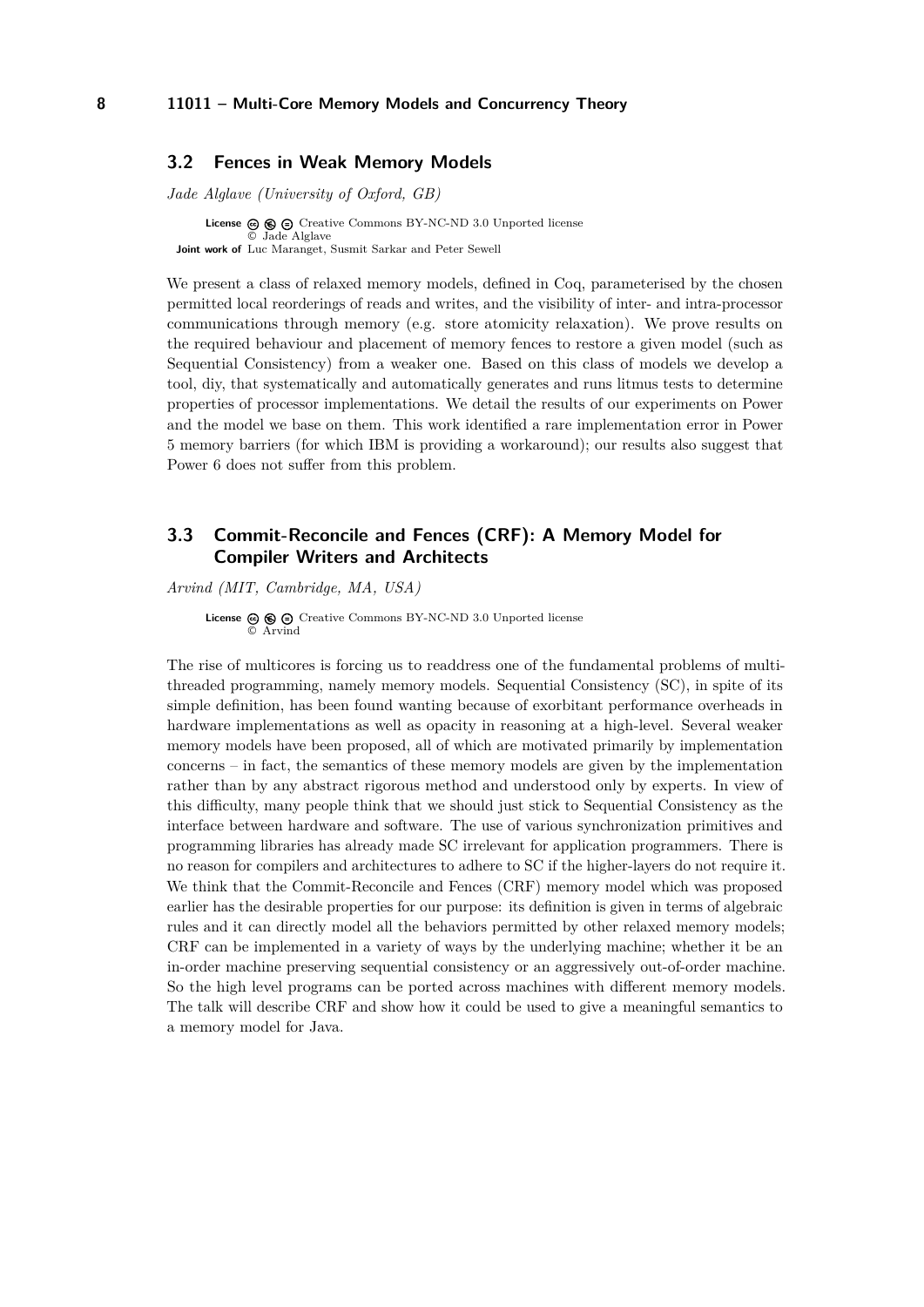## 3.2 Fences in Weak Memory Models

*Jade Alglave (University of Oxford, GB)*

**License** Creative Commons BY-NC-ND 3.0 Unported license
© Jade Alglave
**Joint work of** Luc Maranget, Susmit Sarkar and Peter Sewell

We present a class of relaxed memory models, defined in Coq, parameterised by the chosen permitted local reorderings of reads and writes, and the visibility of inter- and intra-processor communications through memory (e.g. store atomicity relaxation). We prove results on the required behaviour and placement of memory fences to restore a given model (such as Sequential Consistency) from a weaker one. Based on this class of models we develop a tool, diy, that systematically and automatically generates and runs litmus tests to determine properties of processor implementations. We detail the results of our experiments on Power and the model we base on them. This work identified a rare implementation error in Power 5 memory barriers (for which IBM is providing a workaround); our results also suggest that Power 6 does not suffer from this problem.

## 3.3 Commit-Reconcile and Fences (CRF): A Memory Model for Compiler Writers and Architects

*Arvind (MIT, Cambridge, MA, USA)*

**License** Creative Commons BY-NC-ND 3.0 Unported license
© Arvind

The rise of multicores is forcing us to readdress one of the fundamental problems of multithreaded programming, namely memory models. Sequential Consistency (SC), in spite of its simple definition, has been found wanting because of exorbitant performance overheads in hardware implementations as well as opacity in reasoning at a high-level. Several weaker memory models have been proposed, all of which are motivated primarily by implementation concerns – in fact, the semantics of these memory models are given by the implementation rather than by any abstract rigorous method and understood only by experts. In view of this difficulty, many people think that we should just stick to Sequential Consistency as the interface between hardware and software. The use of various synchronization primitives and programming libraries has already made SC irrelevant for application programmers. There is no reason for compilers and architectures to adhere to SC if the higher-layers do not require it. We think that the Commit-Reconcile and Fences (CRF) memory model which was proposed earlier has the desirable properties for our purpose: its definition is given in terms of algebraic rules and it can directly model all the behaviors permitted by other relaxed memory models; CRF can be implemented in a variety of ways by the underlying machine; whether it be an in-order machine preserving sequential consistency or an aggressively out-of-order machine. So the high level programs can be ported across machines with different memory models. The talk will describe CRF and show how it could be used to give a meaningful semantics to a memory model for Java.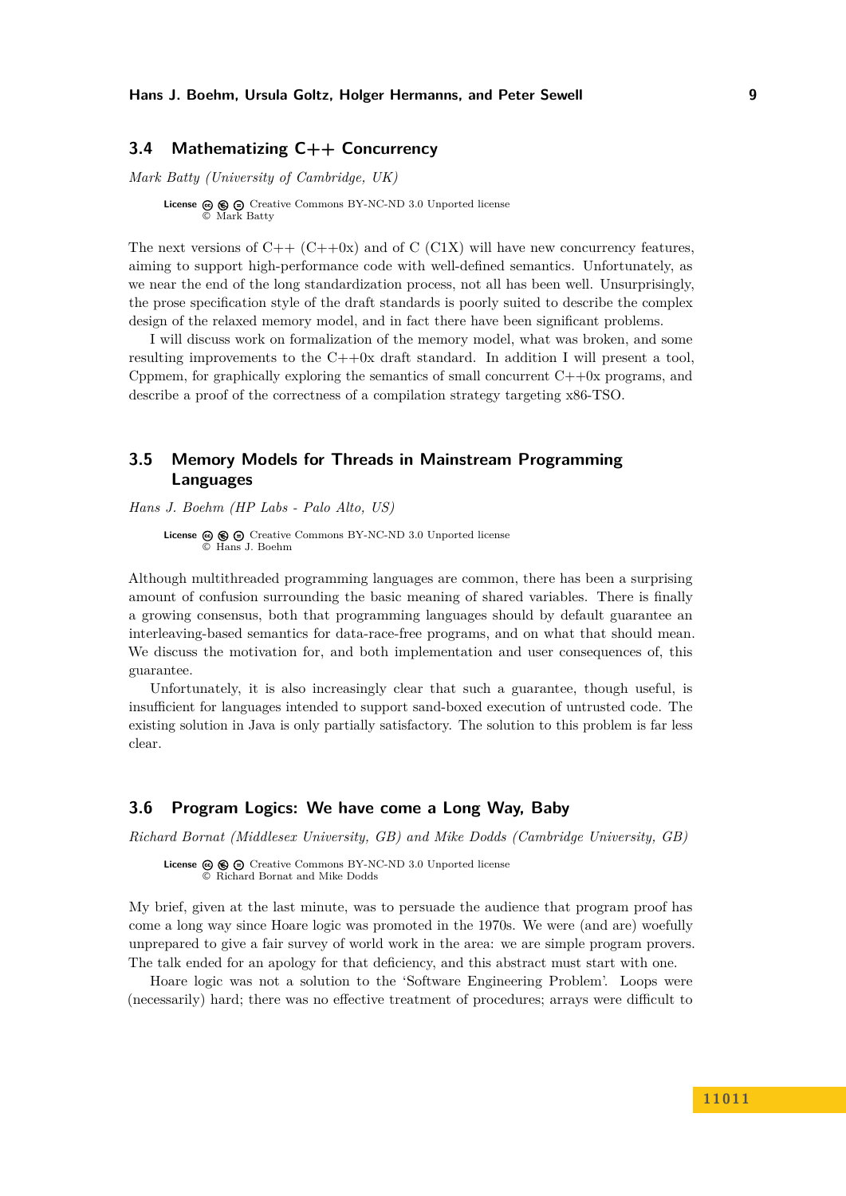### 3.4 Mathematizing C++ Concurrency

*Mark Batty (University of Cambridge, UK)*

**License** Creative Commons BY-NC-ND 3.0 Unported license
© Mark Batty

The next versions of C++ (C++0x) and of C (C1X) will have new concurrency features, aiming to support high-performance code with well-defined semantics. Unfortunately, as we near the end of the long standardization process, not all has been well. Unsurprisingly, the prose specification style of the draft standards is poorly suited to describe the complex design of the relaxed memory model, and in fact there have been significant problems.

I will discuss work on formalization of the memory model, what was broken, and some resulting improvements to the C++0x draft standard. In addition I will present a tool, Cppmem, for graphically exploring the semantics of small concurrent C++0x programs, and describe a proof of the correctness of a compilation strategy targeting x86-TSO.

### 3.5 Memory Models for Threads in Mainstream Programming Languages

*Hans J. Boehm (HP Labs - Palo Alto, US)*

**License** Creative Commons BY-NC-ND 3.0 Unported license
© Hans J. Boehm

Although multithreaded programming languages are common, there has been a surprising amount of confusion surrounding the basic meaning of shared variables. There is finally a growing consensus, both that programming languages should by default guarantee an interleaving-based semantics for data-race-free programs, and on what that should mean. We discuss the motivation for, and both implementation and user consequences of, this guarantee.

Unfortunately, it is also increasingly clear that such a guarantee, though useful, is insufficient for languages intended to support sand-boxed execution of untrusted code. The existing solution in Java is only partially satisfactory. The solution to this problem is far less clear.

### 3.6 Program Logics: We have come a Long Way, Baby

*Richard Bornat (Middlesex University, GB) and Mike Dodds (Cambridge University, GB)*

**License** Creative Commons BY-NC-ND 3.0 Unported license
© Richard Bornat and Mike Dodds

My brief, given at the last minute, was to persuade the audience that program proof has come a long way since Hoare logic was promoted in the 1970s. We were (and are) woefully unprepared to give a fair survey of world work in the area: we are simple program provers. The talk ended for an apology for that deficiency, and this abstract must start with one.

Hoare logic was not a solution to the 'Software Engineering Problem'. Loops were (necessarily) hard; there was no effective treatment of procedures; arrays were difficult to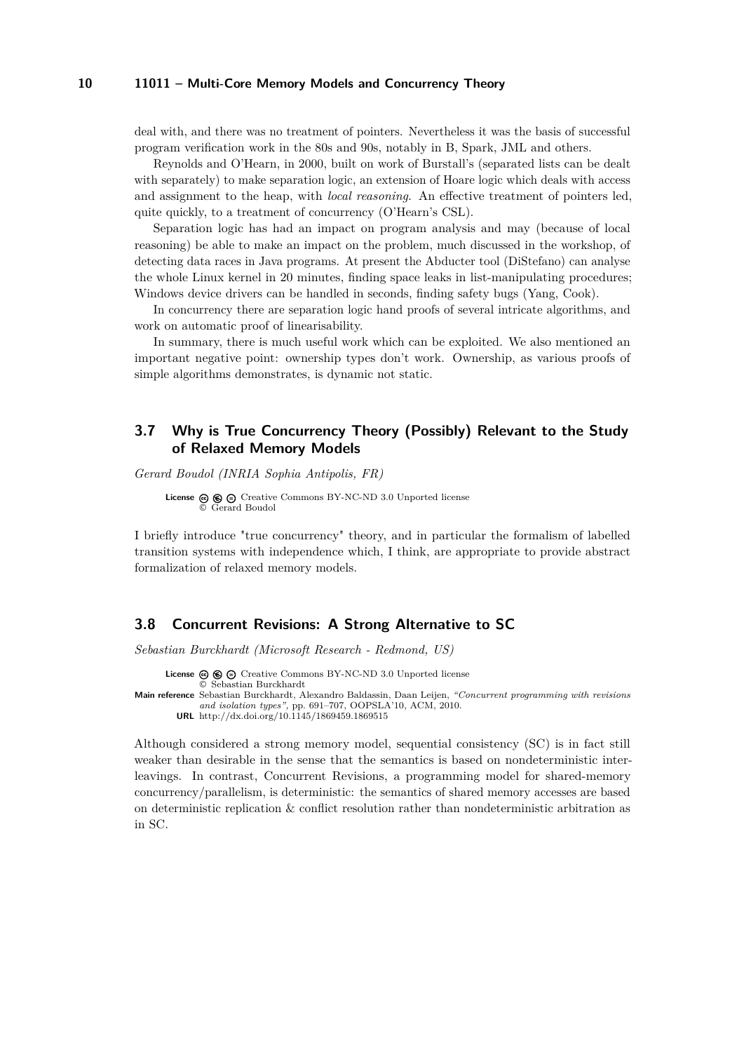deal with, and there was no treatment of pointers. Nevertheless it was the basis of successful program verification work in the 80s and 90s, notably in B, Spark, JML and others.

Reynolds and O'Hearn, in 2000, built on work of Burstall's (separated lists can be dealt with separately) to make separation logic, an extension of Hoare logic which deals with access and assignment to the heap, with *local reasoning*. An effective treatment of pointers led, quite quickly, to a treatment of concurrency (O'Hearn's CSL).

Separation logic has had an impact on program analysis and may (because of local reasoning) be able to make an impact on the problem, much discussed in the workshop, of detecting data races in Java programs. At present the Abducter tool (DiStefano) can analyse the whole Linux kernel in 20 minutes, finding space leaks in list-manipulating procedures; Windows device drivers can be handled in seconds, finding safety bugs (Yang, Cook).

In concurrency there are separation logic hand proofs of several intricate algorithms, and work on automatic proof of linearisability.

In summary, there is much useful work which can be exploited. We also mentioned an important negative point: ownership types don't work. Ownership, as various proofs of simple algorithms demonstrates, is dynamic not static.

## 3.7 Why is True Concurrency Theory (Possibly) Relevant to the Study of Relaxed Memory Models

*Gerard Boudol (INRIA Sophia Antipolis, FR)*

**License** Creative Commons BY-NC-ND 3.0 Unported license
© Gerard Boudol

I briefly introduce "true concurrency" theory, and in particular the formalism of labelled transition systems with independence which, I think, are appropriate to provide abstract formalization of relaxed memory models.

## 3.8 Concurrent Revisions: A Strong Alternative to SC

*Sebastian Burckhardt (Microsoft Research - Redmond, US)*

**License** Creative Commons BY-NC-ND 3.0 Unported license
© Sebastian Burckhardt
**Main reference** Sebastian Burckhardt, Alexandro Baldassin, Daan Leijen, *"Concurrent programming with revisions and isolation types"*, pp. 691–707, OOPSLA'10, ACM, 2010.
**URL** http://dx.doi.org/10.1145/1869459.1869515

Although considered a strong memory model, sequential consistency (SC) is in fact still weaker than desirable in the sense that the semantics is based on nondeterministic interleavings. In contrast, Concurrent Revisions, a programming model for shared-memory concurrency/parallelism, is deterministic: the semantics of shared memory accesses are based on deterministic replication & conflict resolution rather than nondeterministic arbitration as in SC.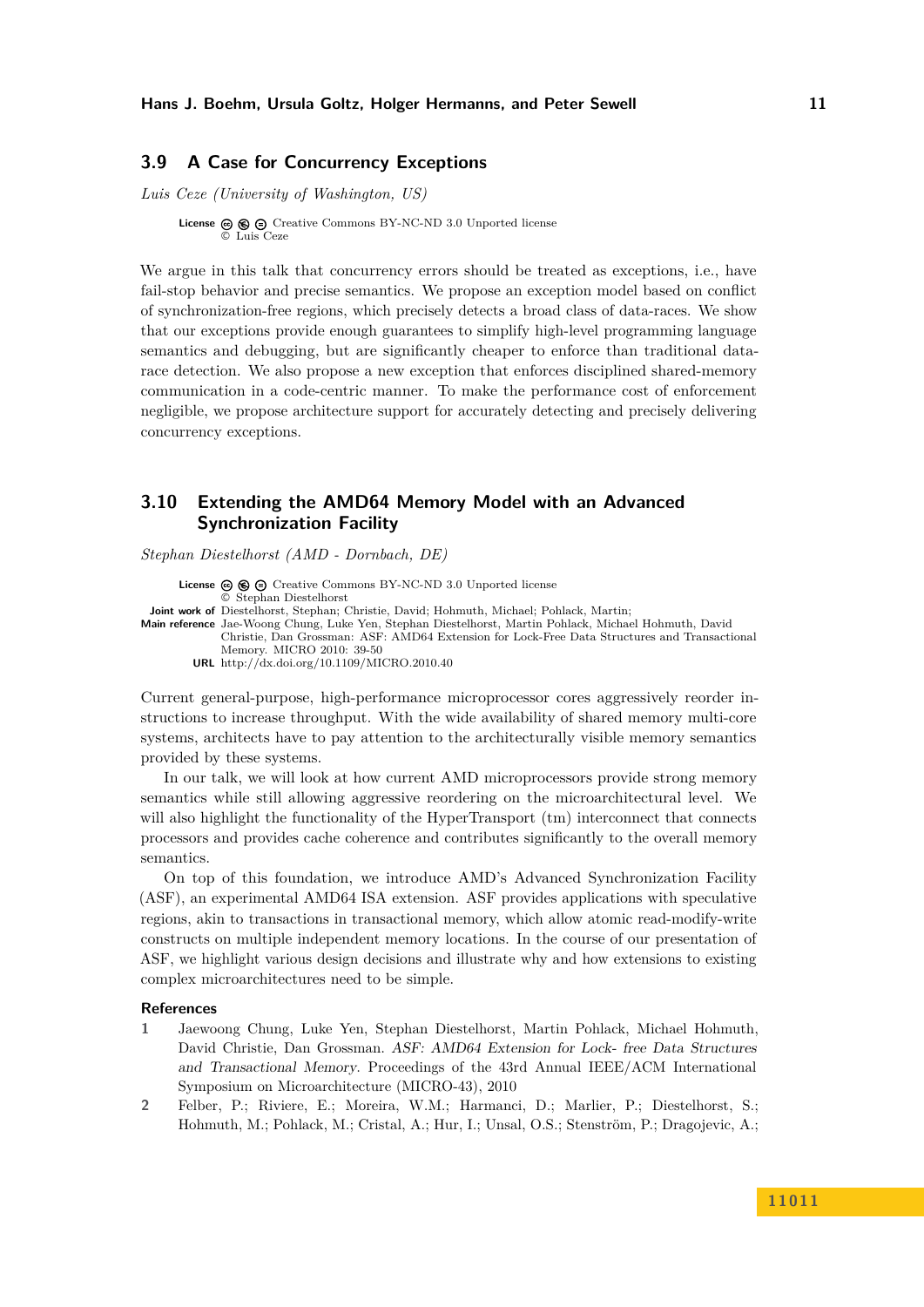## 3.9 A Case for Concurrency Exceptions

*Luis Ceze (University of Washington, US)*

**License** Creative Commons BY-NC-ND 3.0 Unported license
© Luis Ceze

We argue in this talk that concurrency errors should be treated as exceptions, i.e., have fail-stop behavior and precise semantics. We propose an exception model based on conflict of synchronization-free regions, which precisely detects a broad class of data-races. We show that our exceptions provide enough guarantees to simplify high-level programming language semantics and debugging, but are significantly cheaper to enforce than traditional data-race detection. We also propose a new exception that enforces disciplined shared-memory communication in a code-centric manner. To make the performance cost of enforcement negligible, we propose architecture support for accurately detecting and precisely delivering concurrency exceptions.

## 3.10 Extending the AMD64 Memory Model with an Advanced Synchronization Facility

*Stephan Diestelhorst (AMD - Dornbach, DE)*

**License** Creative Commons BY-NC-ND 3.0 Unported license
© Stephan Diestelhorst
**Joint work of** Diestelhorst, Stephan; Christie, David; Hohmuth, Michael; Pohlack, Martin;
**Main reference** Jae-Woong Chung, Luke Yen, Stephan Diestelhorst, Martin Pohlack, Michael Hohmuth, David Christie, Dan Grossman: ASF: AMD64 Extension for Lock-Free Data Structures and Transactional Memory. MICRO 2010: 39-50
**URL** http://dx.doi.org/10.1109/MICRO.2010.40

Current general-purpose, high-performance microprocessor cores aggressively reorder instructions to increase throughput. With the wide availability of shared memory multi-core systems, architects have to pay attention to the architecturally visible memory semantics provided by these systems.

In our talk, we will look at how current AMD microprocessors provide strong memory semantics while still allowing aggressive reordering on the microarchitectural level. We will also highlight the functionality of the HyperTransport (tm) interconnect that connects processors and provides cache coherence and contributes significantly to the overall memory semantics.

On top of this foundation, we introduce AMD's Advanced Synchronization Facility (ASF), an experimental AMD64 ISA extension. ASF provides applications with speculative regions, akin to transactions in transactional memory, which allow atomic read-modify-write constructs on multiple independent memory locations. In the course of our presentation of ASF, we highlight various design decisions and illustrate why and how extensions to existing complex microarchitectures need to be simple.

### References

1. Jaewoong Chung, Luke Yen, Stephan Diestelhorst, Martin Pohlack, Michael Hohmuth, David Christie, Dan Grossman. *ASF: AMD64 Extension for Lock- free Data Structures and Transactional Memory*. Proceedings of the 43rd Annual IEEE/ACM International Symposium on Microarchitecture (MICRO-43), 2010
2. Felber, P.; Riviere, E.; Moreira, W.M.; Harmanci, D.; Marlier, P.; Diestelhorst, S.; Hohmuth, M.; Pohlack, M.; Cristal, A.; Hur, I.; Unsal, O.S.; Stenström, P.; Dragojevic, A.;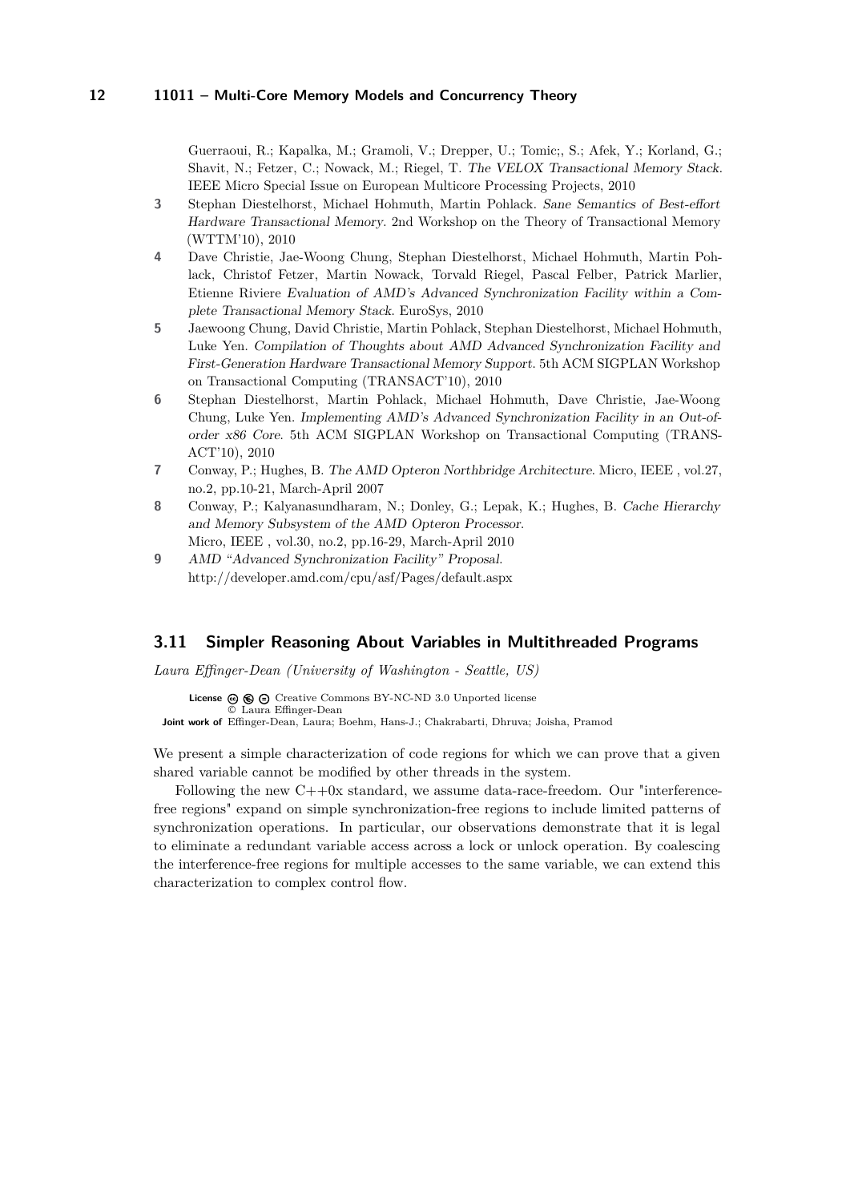Guerraoui, R.; Kapalka, M.; Gramoli, V.; Drepper, U.; Tomic;, S.; Afek, Y.; Korland, G.; Shavit, N.; Fetzer, C.; Nowack, M.; Riegel, T. *The VELOX Transactional Memory Stack*. IEEE Micro Special Issue on European Multicore Processing Projects, 2010

3. Stephan Diestelhorst, Michael Hohmuth, Martin Pohlack. *Sane Semantics of Best-effort Hardware Transactional Memory*. 2nd Workshop on the Theory of Transactional Memory (WTTM'10), 2010
4. Dave Christie, Jae-Woong Chung, Stephan Diestelhorst, Michael Hohmuth, Martin Pohlack, Christof Fetzer, Martin Nowack, Torvald Riegel, Pascal Felber, Patrick Marlier, Etienne Riviere *Evaluation of AMD's Advanced Synchronization Facility within a Complete Transactional Memory Stack*. EuroSys, 2010
5. Jaewoong Chung, David Christie, Martin Pohlack, Stephan Diestelhorst, Michael Hohmuth, Luke Yen. *Compilation of Thoughts about AMD Advanced Synchronization Facility and First-Generation Hardware Transactional Memory Support*. 5th ACM SIGPLAN Workshop on Transactional Computing (TRANSACT'10), 2010
6. Stephan Diestelhorst, Martin Pohlack, Michael Hohmuth, Dave Christie, Jae-Woong Chung, Luke Yen. *Implementing AMD's Advanced Synchronization Facility in an Out-of-order x86 Core*. 5th ACM SIGPLAN Workshop on Transactional Computing (TRANSACT'10), 2010
7. Conway, P.; Hughes, B. *The AMD Opteron Northbridge Architecture*. Micro, IEEE , vol.27, no.2, pp.10-21, March-April 2007
8. Conway, P.; Kalyanasundharam, N.; Donley, G.; Lepak, K.; Hughes, B. *Cache Hierarchy and Memory Subsystem of the AMD Opteron Processor*. Micro, IEEE , vol.30, no.2, pp.16-29, March-April 2010
9. *AMD "Advanced Synchronization Facility" Proposal*. http://developer.amd.com/cpu/asf/Pages/default.aspx

## 3.11 Simpler Reasoning About Variables in Multithreaded Programs

*Laura Effinger-Dean (University of Washington - Seattle, US)*

**License** Creative Commons BY-NC-ND 3.0 Unported license
© Laura Effinger-Dean
**Joint work of** Effinger-Dean, Laura; Boehm, Hans-J.; Chakrabarti, Dhruva; Joisha, Pramod

We present a simple characterization of code regions for which we can prove that a given shared variable cannot be modified by other threads in the system.

Following the new C++0x standard, we assume data-race-freedom. Our "interference-free regions" expand on simple synchronization-free regions to include limited patterns of synchronization operations. In particular, our observations demonstrate that it is legal to eliminate a redundant variable access across a lock or unlock operation. By coalescing the interference-free regions for multiple accesses to the same variable, we can extend this characterization to complex control flow.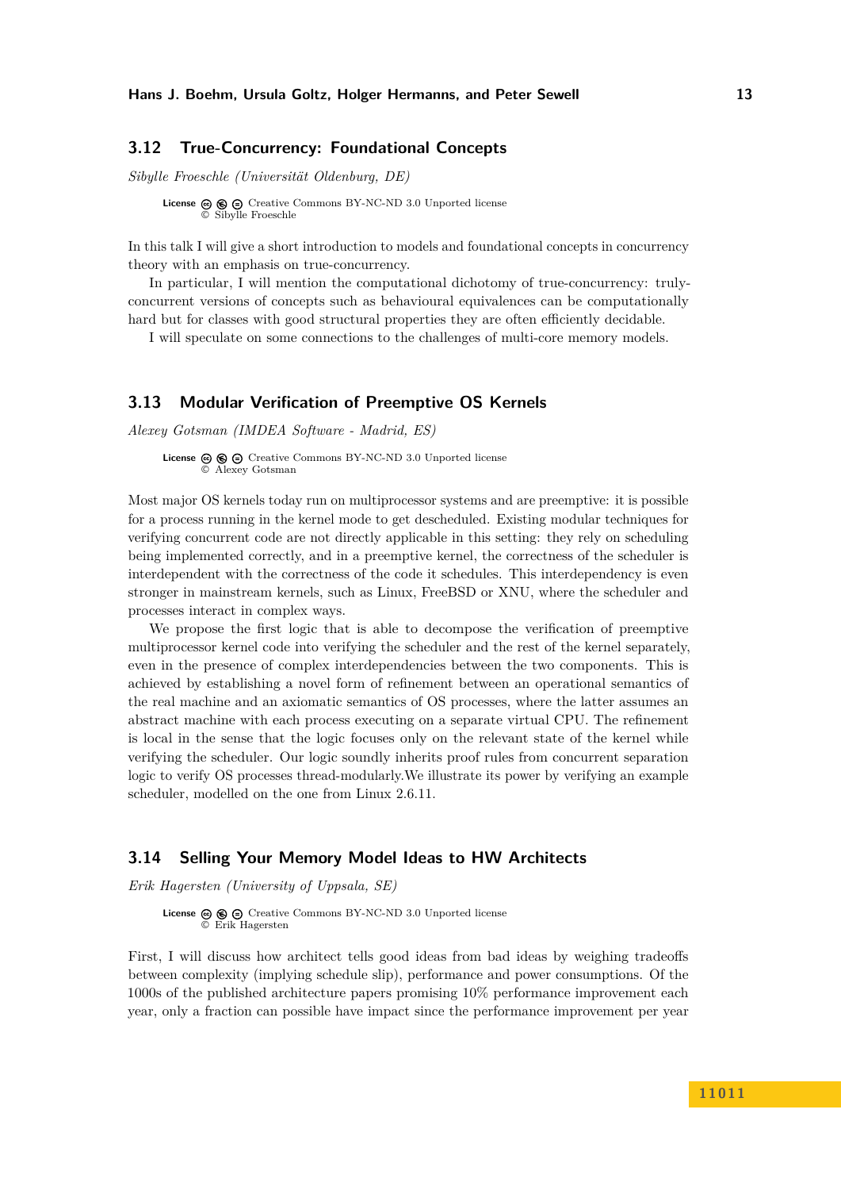## 3.12 True-Concurrency: Foundational Concepts

*Sibylle Froeschle (Universität Oldenburg, DE)*

License Creative Commons BY-NC-ND 3.0 Unported license
© Sibylle Froeschle

In this talk I will give a short introduction to models and foundational concepts in concurrency theory with an emphasis on true-concurrency.

In particular, I will mention the computational dichotomy of true-concurrency: truly-concurrent versions of concepts such as behavioural equivalences can be computationally hard but for classes with good structural properties they are often efficiently decidable.

I will speculate on some connections to the challenges of multi-core memory models.

## 3.13 Modular Verification of Preemptive OS Kernels

*Alexey Gotsman (IMDEA Software - Madrid, ES)*

License Creative Commons BY-NC-ND 3.0 Unported license
© Alexey Gotsman

Most major OS kernels today run on multiprocessor systems and are preemptive: it is possible for a process running in the kernel mode to get descheduled. Existing modular techniques for verifying concurrent code are not directly applicable in this setting: they rely on scheduling being implemented correctly, and in a preemptive kernel, the correctness of the scheduler is interdependent with the correctness of the code it schedules. This interdependency is even stronger in mainstream kernels, such as Linux, FreeBSD or XNU, where the scheduler and processes interact in complex ways.

We propose the first logic that is able to decompose the verification of preemptive multiprocessor kernel code into verifying the scheduler and the rest of the kernel separately, even in the presence of complex interdependencies between the two components. This is achieved by establishing a novel form of refinement between an operational semantics of the real machine and an axiomatic semantics of OS processes, where the latter assumes an abstract machine with each process executing on a separate virtual CPU. The refinement is local in the sense that the logic focuses only on the relevant state of the kernel while verifying the scheduler. Our logic soundly inherits proof rules from concurrent separation logic to verify OS processes thread-modularly.We illustrate its power by verifying an example scheduler, modelled on the one from Linux 2.6.11.

## 3.14 Selling Your Memory Model Ideas to HW Architects

*Erik Hagersten (University of Uppsala, SE)*

License Creative Commons BY-NC-ND 3.0 Unported license
© Erik Hagersten

First, I will discuss how architect tells good ideas from bad ideas by weighing tradeoffs between complexity (implying schedule slip), performance and power consumptions. Of the 1000s of the published architecture papers promising 10% performance improvement each year, only a fraction can possible have impact since the performance improvement per year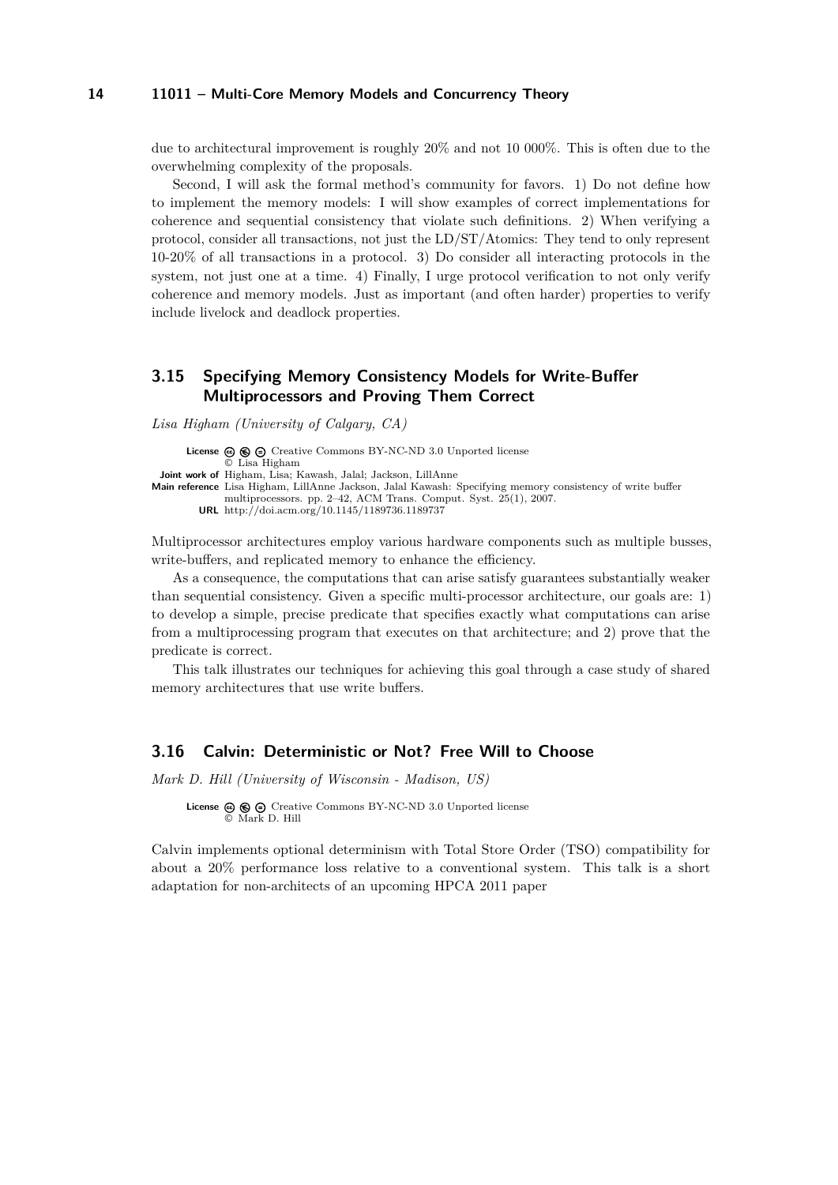due to architectural improvement is roughly 20% and not 10 000%. This is often due to the overwhelming complexity of the proposals.

Second, I will ask the formal method's community for favors. 1) Do not define how to implement the memory models: I will show examples of correct implementations for coherence and sequential consistency that violate such definitions. 2) When verifying a protocol, consider all transactions, not just the LD/ST/Atomics: They tend to only represent 10-20% of all transactions in a protocol. 3) Do consider all interacting protocols in the system, not just one at a time. 4) Finally, I urge protocol verification to not only verify coherence and memory models. Just as important (and often harder) properties to verify include livelock and deadlock properties.

## 3.15 Specifying Memory Consistency Models for Write-Buffer Multiprocessors and Proving Them Correct

*Lisa Higham (University of Calgary, CA)*

**License** Creative Commons BY-NC-ND 3.0 Unported license
© Lisa Higham
**Joint work of** Higham, Lisa; Kawash, Jalal; Jackson, LillAnne
**Main reference** Lisa Higham, LillAnne Jackson, Jalal Kawash: Specifying memory consistency of write buffer multiprocessors. pp. 2–42, ACM Trans. Comput. Syst. 25(1), 2007.
**URL** http://doi.acm.org/10.1145/1189736.1189737

Multiprocessor architectures employ various hardware components such as multiple busses, write-buffers, and replicated memory to enhance the efficiency.

As a consequence, the computations that can arise satisfy guarantees substantially weaker than sequential consistency. Given a specific multi-processor architecture, our goals are: 1) to develop a simple, precise predicate that specifies exactly what computations can arise from a multiprocessing program that executes on that architecture; and 2) prove that the predicate is correct.

This talk illustrates our techniques for achieving this goal through a case study of shared memory architectures that use write buffers.

## 3.16 Calvin: Deterministic or Not? Free Will to Choose

*Mark D. Hill (University of Wisconsin - Madison, US)*

**License** Creative Commons BY-NC-ND 3.0 Unported license
© Mark D. Hill

Calvin implements optional determinism with Total Store Order (TSO) compatibility for about a 20% performance loss relative to a conventional system. This talk is a short adaptation for non-architects of an upcoming HPCA 2011 paper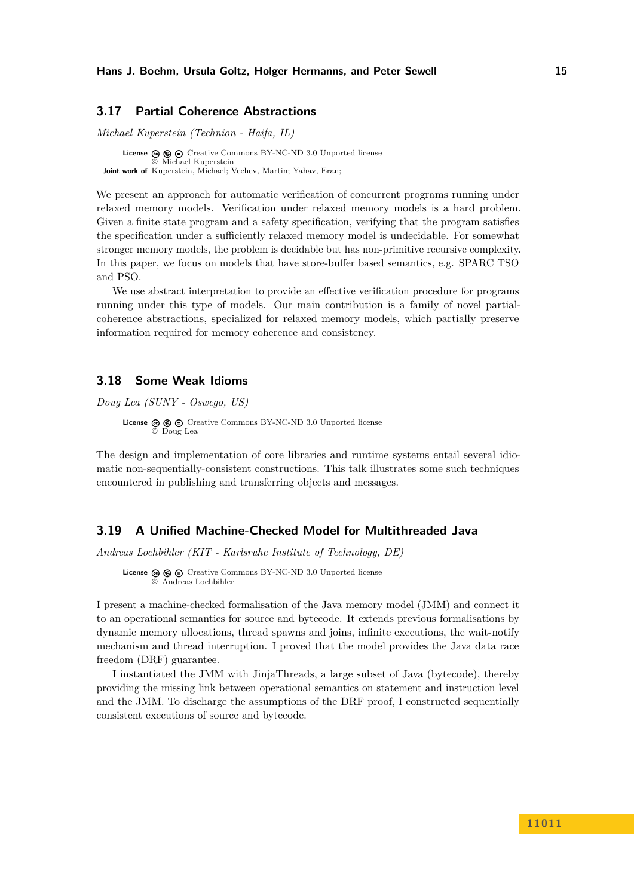## 3.17 Partial Coherence Abstractions

*Michael Kuperstein (Technion - Haifa, IL)*

**License** Creative Commons BY-NC-ND 3.0 Unported license
© Michael Kuperstein
**Joint work of** Kuperstein, Michael; Vechev, Martin; Yahav, Eran;

We present an approach for automatic verification of concurrent programs running under relaxed memory models. Verification under relaxed memory models is a hard problem. Given a finite state program and a safety specification, verifying that the program satisfies the specification under a sufficiently relaxed memory model is undecidable. For somewhat stronger memory models, the problem is decidable but has non-primitive recursive complexity. In this paper, we focus on models that have store-buffer based semantics, e.g. SPARC TSO and PSO.

We use abstract interpretation to provide an effective verification procedure for programs running under this type of models. Our main contribution is a family of novel partial-coherence abstractions, specialized for relaxed memory models, which partially preserve information required for memory coherence and consistency.

## 3.18 Some Weak Idioms

*Doug Lea (SUNY - Oswego, US)*

**License** Creative Commons BY-NC-ND 3.0 Unported license
© Doug Lea

The design and implementation of core libraries and runtime systems entail several idiomatic non-sequentially-consistent constructions. This talk illustrates some such techniques encountered in publishing and transferring objects and messages.

## 3.19 A Unified Machine-Checked Model for Multithreaded Java

*Andreas Lochbihler (KIT - Karlsruhe Institute of Technology, DE)*

**License** Creative Commons BY-NC-ND 3.0 Unported license
© Andreas Lochbihler

I present a machine-checked formalisation of the Java memory model (JMM) and connect it to an operational semantics for source and bytecode. It extends previous formalisations by dynamic memory allocations, thread spawns and joins, infinite executions, the wait-notify mechanism and thread interruption. I proved that the model provides the Java data race freedom (DRF) guarantee.

I instantiated the JMM with JinjaThreads, a large subset of Java (bytecode), thereby providing the missing link between operational semantics on statement and instruction level and the JMM. To discharge the assumptions of the DRF proof, I constructed sequentially consistent executions of source and bytecode.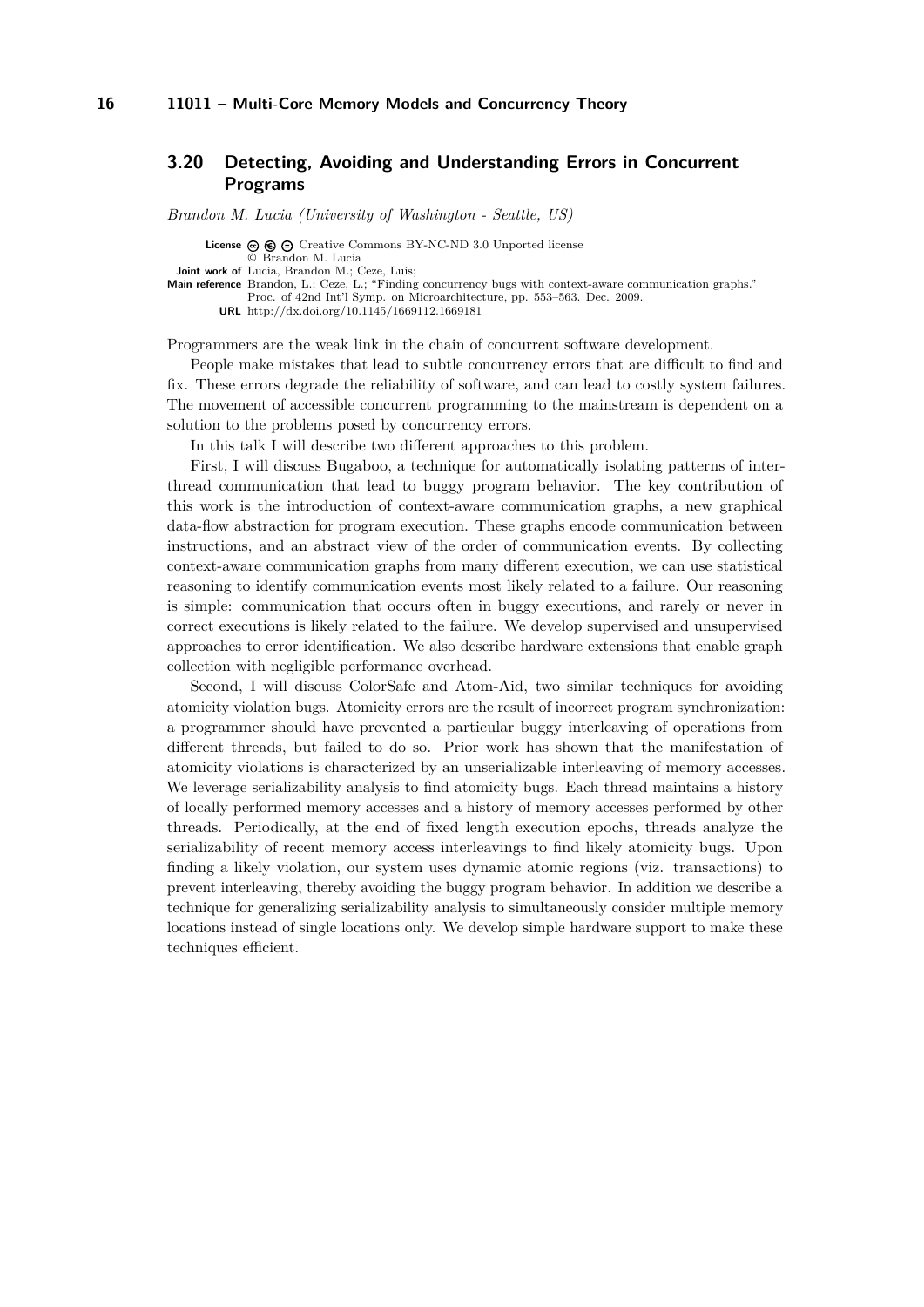### 3.20 Detecting, Avoiding and Understanding Errors in Concurrent Programs

*Brandon M. Lucia (University of Washington - Seattle, US)*

**License** Creative Commons BY-NC-ND 3.0 Unported license
© Brandon M. Lucia
**Joint work of** Lucia, Brandon M.; Ceze, Luis;
**Main reference** Brandon, L.; Ceze, L.; "Finding concurrency bugs with context-aware communication graphs." Proc. of 42nd Int'l Symp. on Microarchitecture, pp. 553–563. Dec. 2009.
**URL** http://dx.doi.org/10.1145/1669112.1669181

Programmers are the weak link in the chain of concurrent software development.

People make mistakes that lead to subtle concurrency errors that are difficult to find and fix. These errors degrade the reliability of software, and can lead to costly system failures. The movement of accessible concurrent programming to the mainstream is dependent on a solution to the problems posed by concurrency errors.

In this talk I will describe two different approaches to this problem.

First, I will discuss Bugaboo, a technique for automatically isolating patterns of inter-thread communication that lead to buggy program behavior. The key contribution of this work is the introduction of context-aware communication graphs, a new graphical data-flow abstraction for program execution. These graphs encode communication between instructions, and an abstract view of the order of communication events. By collecting context-aware communication graphs from many different execution, we can use statistical reasoning to identify communication events most likely related to a failure. Our reasoning is simple: communication that occurs often in buggy executions, and rarely or never in correct executions is likely related to the failure. We develop supervised and unsupervised approaches to error identification. We also describe hardware extensions that enable graph collection with negligible performance overhead.

Second, I will discuss ColorSafe and Atom-Aid, two similar techniques for avoiding atomicity violation bugs. Atomicity errors are the result of incorrect program synchronization: a programmer should have prevented a particular buggy interleaving of operations from different threads, but failed to do so. Prior work has shown that the manifestation of atomicity violations is characterized by an unserializable interleaving of memory accesses. We leverage serializability analysis to find atomicity bugs. Each thread maintains a history of locally performed memory accesses and a history of memory accesses performed by other threads. Periodically, at the end of fixed length execution epochs, threads analyze the serializability of recent memory access interleavings to find likely atomicity bugs. Upon finding a likely violation, our system uses dynamic atomic regions (viz. transactions) to prevent interleaving, thereby avoiding the buggy program behavior. In addition we describe a technique for generalizing serializability analysis to simultaneously consider multiple memory locations instead of single locations only. We develop simple hardware support to make these techniques efficient.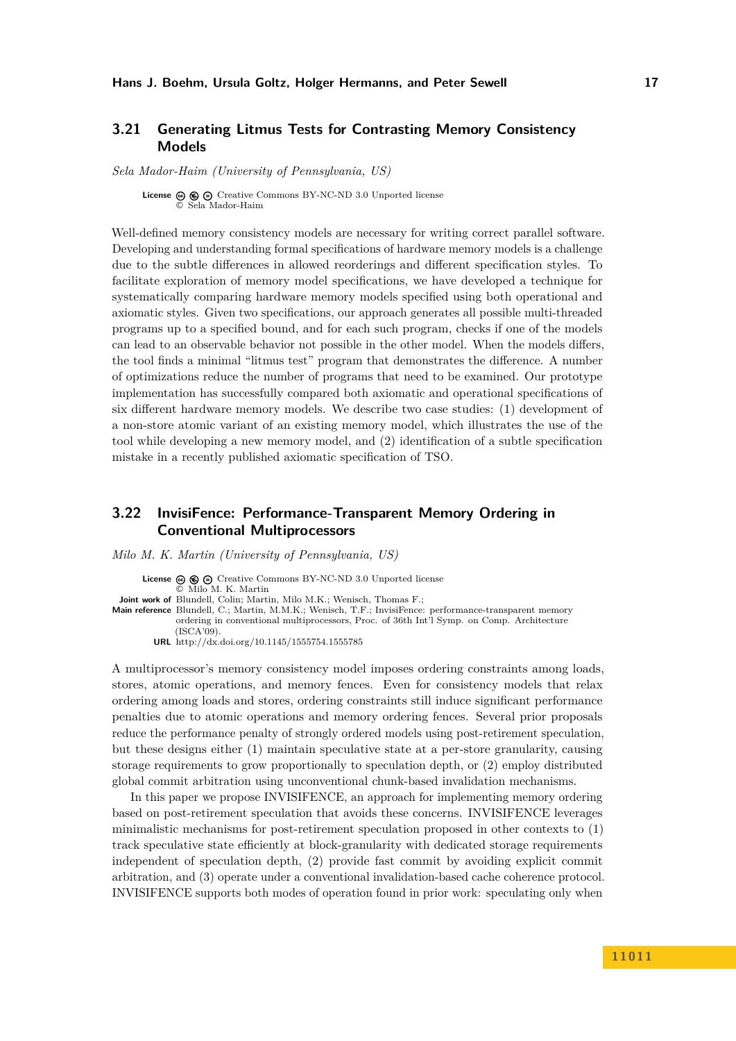## 3.21 Generating Litmus Tests for Contrasting Memory Consistency Models

*Sela Mador-Haim (University of Pennsylvania, US)*

**License** Creative Commons BY-NC-ND 3.0 Unported license
© Sela Mador-Haim

Well-defined memory consistency models are necessary for writing correct parallel software. Developing and understanding formal specifications of hardware memory models is a challenge due to the subtle differences in allowed reorderings and different specification styles. To facilitate exploration of memory model specifications, we have developed a technique for systematically comparing hardware memory models specified using both operational and axiomatic styles. Given two specifications, our approach generates all possible multi-threaded programs up to a specified bound, and for each such program, checks if one of the models can lead to an observable behavior not possible in the other model. When the models differs, the tool finds a minimal "litmus test" program that demonstrates the difference. A number of optimizations reduce the number of programs that need to be examined. Our prototype implementation has successfully compared both axiomatic and operational specifications of six different hardware memory models. We describe two case studies: (1) development of a non-store atomic variant of an existing memory model, which illustrates the use of the tool while developing a new memory model, and (2) identification of a subtle specification mistake in a recently published axiomatic specification of TSO.

## 3.22 InvisiFence: Performance-Transparent Memory Ordering in Conventional Multiprocessors

*Milo M. K. Martin (University of Pennsylvania, US)*

**License** Creative Commons BY-NC-ND 3.0 Unported license
© Milo M. K. Martin
**Joint work of** Blundell, Colin; Martin, Milo M.K.; Wenisch, Thomas F.;
**Main reference** Blundell, C.; Martin, M.M.K.; Wenisch, T.F.; InvisiFence: performance-transparent memory ordering in conventional multiprocessors, Proc. of 36th Int'l Symp. on Comp. Architecture (ISCA'09).
**URL** http://dx.doi.org/10.1145/1555754.1555785

A multiprocessor's memory consistency model imposes ordering constraints among loads, stores, atomic operations, and memory fences. Even for consistency models that relax ordering among loads and stores, ordering constraints still induce significant performance penalties due to atomic operations and memory ordering fences. Several prior proposals reduce the performance penalty of strongly ordered models using post-retirement speculation, but these designs either (1) maintain speculative state at a per-store granularity, causing storage requirements to grow proportionally to speculation depth, or (2) employ distributed global commit arbitration using unconventional chunk-based invalidation mechanisms.

In this paper we propose INVISIFENCE, an approach for implementing memory ordering based on post-retirement speculation that avoids these concerns. INVISIFENCE leverages minimalistic mechanisms for post-retirement speculation proposed in other contexts to (1) track speculative state efficiently at block-granularity with dedicated storage requirements independent of speculation depth, (2) provide fast commit by avoiding explicit commit arbitration, and (3) operate under a conventional invalidation-based cache coherence protocol. INVISIFENCE supports both modes of operation found in prior work: speculating only when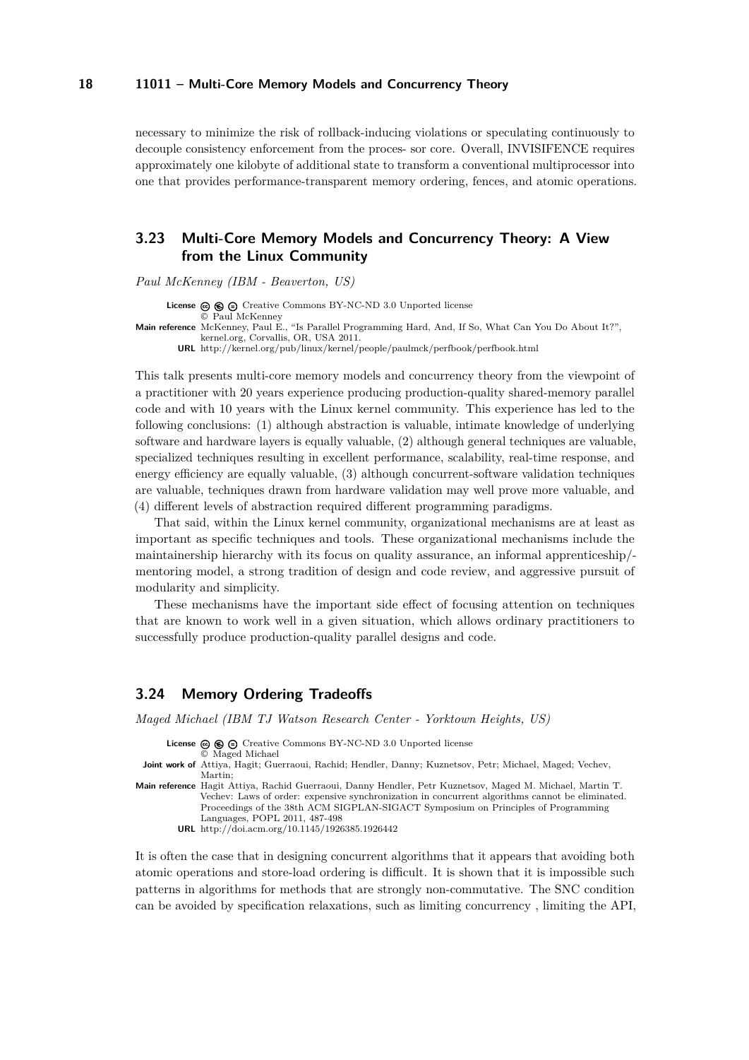necessary to minimize the risk of rollback-inducing violations or speculating continuously to decouple consistency enforcement from the proces- sor core. Overall, INVISIFENCE requires approximately one kilobyte of additional state to transform a conventional multiprocessor into one that provides performance-transparent memory ordering, fences, and atomic operations.

## 3.23 Multi-Core Memory Models and Concurrency Theory: A View from the Linux Community

*Paul McKenney (IBM - Beaverton, US)*

**License** Creative Commons BY-NC-ND 3.0 Unported license
© Paul McKenney
**Main reference** McKenney, Paul E., "Is Parallel Programming Hard, And, If So, What Can You Do About It?", kernel.org, Corvallis, OR, USA 2011.
**URL** http://kernel.org/pub/linux/kernel/people/paulmck/perfbook/perfbook.html

This talk presents multi-core memory models and concurrency theory from the viewpoint of a practitioner with 20 years experience producing production-quality shared-memory parallel code and with 10 years with the Linux kernel community. This experience has led to the following conclusions: (1) although abstraction is valuable, intimate knowledge of underlying software and hardware layers is equally valuable, (2) although general techniques are valuable, specialized techniques resulting in excellent performance, scalability, real-time response, and energy efficiency are equally valuable, (3) although concurrent-software validation techniques are valuable, techniques drawn from hardware validation may well prove more valuable, and (4) different levels of abstraction required different programming paradigms.

That said, within the Linux kernel community, organizational mechanisms are at least as important as specific techniques and tools. These organizational mechanisms include the maintainership hierarchy with its focus on quality assurance, an informal apprenticeship/-mentoring model, a strong tradition of design and code review, and aggressive pursuit of modularity and simplicity.

These mechanisms have the important side effect of focusing attention on techniques that are known to work well in a given situation, which allows ordinary practitioners to successfully produce production-quality parallel designs and code.

## 3.24 Memory Ordering Tradeoffs

*Maged Michael (IBM TJ Watson Research Center - Yorktown Heights, US)*

**License** Creative Commons BY-NC-ND 3.0 Unported license
© Maged Michael
**Joint work of** Attiya, Hagit; Guerraoui, Rachid; Hendler, Danny; Kuznetsov, Petr; Michael, Maged; Vechev, Martin;
**Main reference** Hagit Attiya, Rachid Guerraoui, Danny Hendler, Petr Kuznetsov, Maged M. Michael, Martin T. Vechev: Laws of order: expensive synchronization in concurrent algorithms cannot be eliminated. Proceedings of the 38th ACM SIGPLAN-SIGACT Symposium on Principles of Programming Languages, POPL 2011, 487-498
**URL** http://doi.acm.org/10.1145/1926385.1926442

It is often the case that in designing concurrent algorithms that it appears that avoiding both atomic operations and store-load ordering is difficult. It is shown that it is impossible such patterns in algorithms for methods that are strongly non-commutative. The SNC condition can be avoided by specification relaxations, such as limiting concurrency , limiting the API,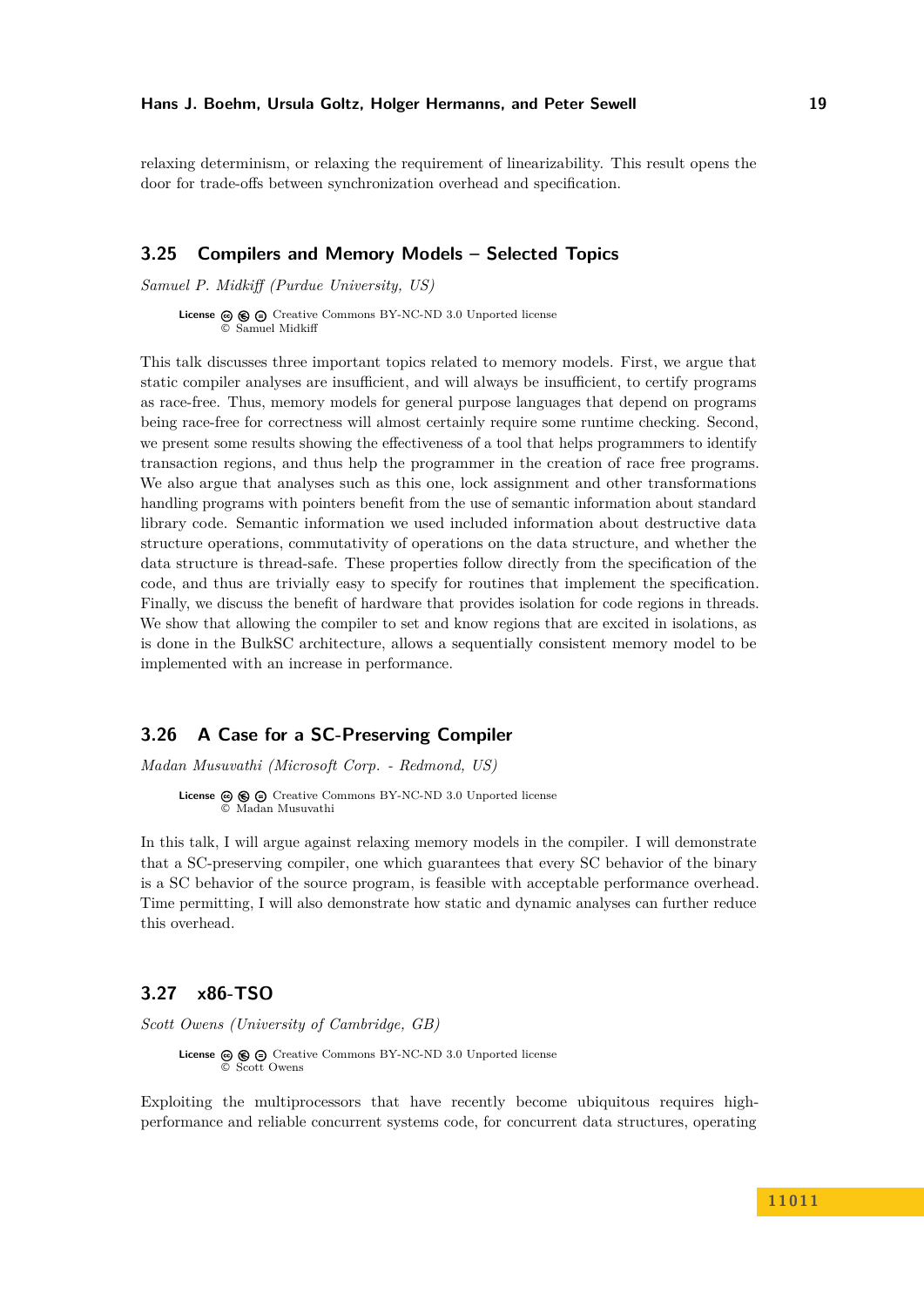relaxing determinism, or relaxing the requirement of linearizability. This result opens the door for trade-offs between synchronization overhead and specification.

## 3.25 Compilers and Memory Models – Selected Topics

*Samuel P. Midkiff (Purdue University, US)*

**License** Creative Commons BY-NC-ND 3.0 Unported license
© Samuel Midkiff

This talk discusses three important topics related to memory models. First, we argue that static compiler analyses are insufficient, and will always be insufficient, to certify programs as race-free. Thus, memory models for general purpose languages that depend on programs being race-free for correctness will almost certainly require some runtime checking. Second, we present some results showing the effectiveness of a tool that helps programmers to identify transaction regions, and thus help the programmer in the creation of race free programs. We also argue that analyses such as this one, lock assignment and other transformations handling programs with pointers benefit from the use of semantic information about standard library code. Semantic information we used included information about destructive data structure operations, commutativity of operations on the data structure, and whether the data structure is thread-safe. These properties follow directly from the specification of the code, and thus are trivially easy to specify for routines that implement the specification. Finally, we discuss the benefit of hardware that provides isolation for code regions in threads. We show that allowing the compiler to set and know regions that are excited in isolations, as is done in the BulkSC architecture, allows a sequentially consistent memory model to be implemented with an increase in performance.

## 3.26 A Case for a SC-Preserving Compiler

*Madan Musuvathi (Microsoft Corp. - Redmond, US)*

**License** Creative Commons BY-NC-ND 3.0 Unported license
© Madan Musuvathi

In this talk, I will argue against relaxing memory models in the compiler. I will demonstrate that a SC-preserving compiler, one which guarantees that every SC behavior of the binary is a SC behavior of the source program, is feasible with acceptable performance overhead. Time permitting, I will also demonstrate how static and dynamic analyses can further reduce this overhead.

## 3.27 x86-TSO

*Scott Owens (University of Cambridge, GB)*

**License** Creative Commons BY-NC-ND 3.0 Unported license
© Scott Owens

Exploiting the multiprocessors that have recently become ubiquitous requires high-performance and reliable concurrent systems code, for concurrent data structures, operating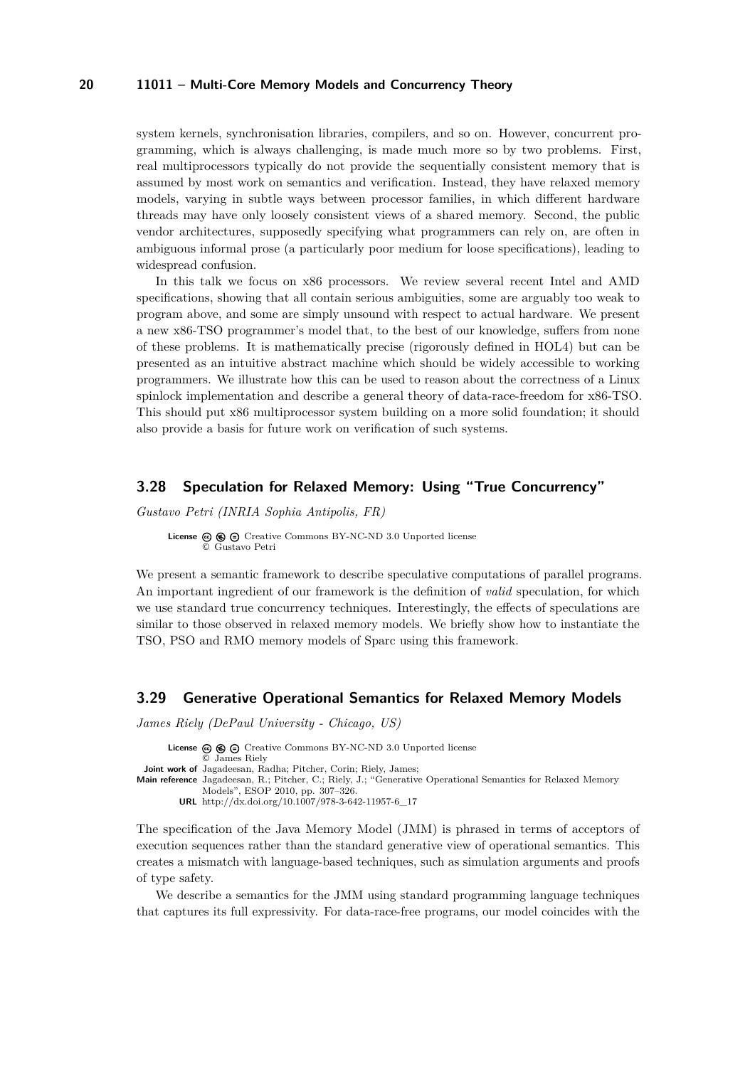system kernels, synchronisation libraries, compilers, and so on. However, concurrent programming, which is always challenging, is made much more so by two problems. First, real multiprocessors typically do not provide the sequentially consistent memory that is assumed by most work on semantics and verification. Instead, they have relaxed memory models, varying in subtle ways between processor families, in which different hardware threads may have only loosely consistent views of a shared memory. Second, the public vendor architectures, supposedly specifying what programmers can rely on, are often in ambiguous informal prose (a particularly poor medium for loose specifications), leading to widespread confusion.

In this talk we focus on x86 processors. We review several recent Intel and AMD specifications, showing that all contain serious ambiguities, some are arguably too weak to program above, and some are simply unsound with respect to actual hardware. We present a new x86-TSO programmer's model that, to the best of our knowledge, suffers from none of these problems. It is mathematically precise (rigorously defined in HOL4) but can be presented as an intuitive abstract machine which should be widely accessible to working programmers. We illustrate how this can be used to reason about the correctness of a Linux spinlock implementation and describe a general theory of data-race-freedom for x86-TSO. This should put x86 multiprocessor system building on a more solid foundation; it should also provide a basis for future work on verification of such systems.

## 3.28 Speculation for Relaxed Memory: Using "True Concurrency"

*Gustavo Petri (INRIA Sophia Antipolis, FR)*

**License** Creative Commons BY-NC-ND 3.0 Unported license
© Gustavo Petri

We present a semantic framework to describe speculative computations of parallel programs. An important ingredient of our framework is the definition of *valid* speculation, for which we use standard true concurrency techniques. Interestingly, the effects of speculations are similar to those observed in relaxed memory models. We briefly show how to instantiate the TSO, PSO and RMO memory models of Sparc using this framework.

## 3.29 Generative Operational Semantics for Relaxed Memory Models

*James Riely (DePaul University - Chicago, US)*

**License** Creative Commons BY-NC-ND 3.0 Unported license
© James Riely
**Joint work of** Jagadeesan, Radha; Pitcher, Corin; Riely, James;
**Main reference** Jagadeesan, R.; Pitcher, C.; Riely, J.; "Generative Operational Semantics for Relaxed Memory Models", ESOP 2010, pp. 307–326.
**URL** http://dx.doi.org/10.1007/978-3-642-11957-6_17

The specification of the Java Memory Model (JMM) is phrased in terms of acceptors of execution sequences rather than the standard generative view of operational semantics. This creates a mismatch with language-based techniques, such as simulation arguments and proofs of type safety.

We describe a semantics for the JMM using standard programming language techniques that captures its full expressivity. For data-race-free programs, our model coincides with the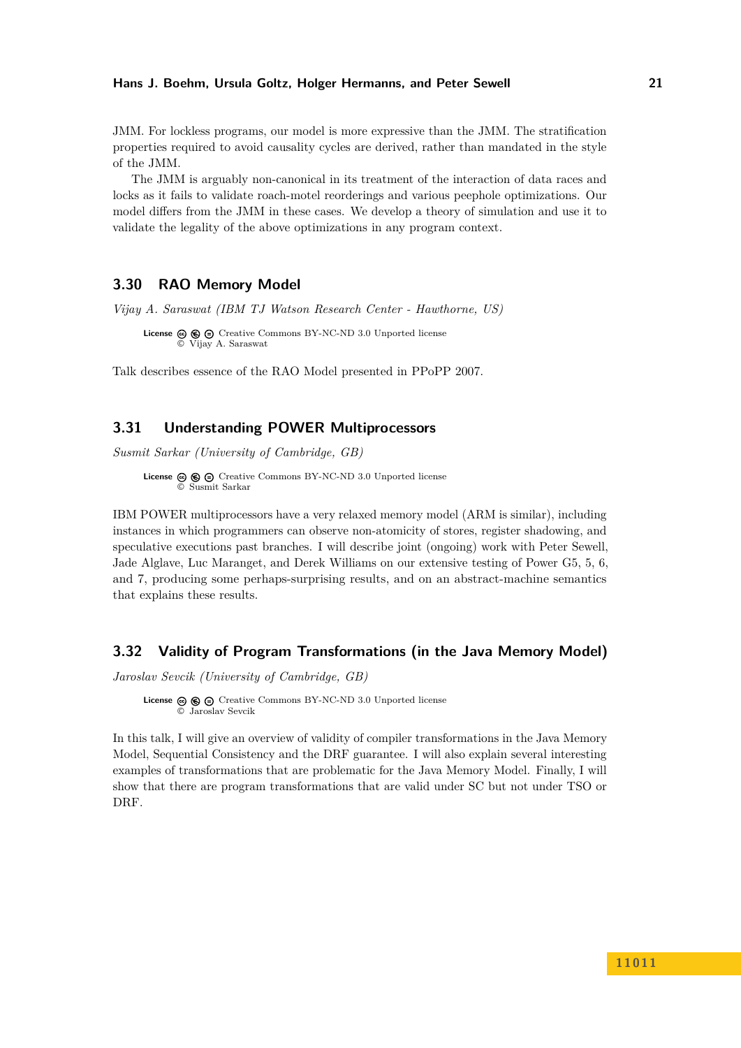JMM. For lockless programs, our model is more expressive than the JMM. The stratification properties required to avoid causality cycles are derived, rather than mandated in the style of the JMM.

The JMM is arguably non-canonical in its treatment of the interaction of data races and locks as it fails to validate roach-motel reorderings and various peephole optimizations. Our model differs from the JMM in these cases. We develop a theory of simulation and use it to validate the legality of the above optimizations in any program context.

## 3.30 RAO Memory Model

*Vijay A. Saraswat (IBM TJ Watson Research Center - Hawthorne, US)*

**License** Creative Commons BY-NC-ND 3.0 Unported license
© Vijay A. Saraswat

Talk describes essence of the RAO Model presented in PPoPP 2007.

## 3.31 Understanding POWER Multiprocessors

*Susmit Sarkar (University of Cambridge, GB)*

**License** Creative Commons BY-NC-ND 3.0 Unported license
© Susmit Sarkar

IBM POWER multiprocessors have a very relaxed memory model (ARM is similar), including instances in which programmers can observe non-atomicity of stores, register shadowing, and speculative executions past branches. I will describe joint (ongoing) work with Peter Sewell, Jade Alglave, Luc Maranget, and Derek Williams on our extensive testing of Power G5, 5, 6, and 7, producing some perhaps-surprising results, and on an abstract-machine semantics that explains these results.

## 3.32 Validity of Program Transformations (in the Java Memory Model)

*Jaroslav Sevcik (University of Cambridge, GB)*

**License** Creative Commons BY-NC-ND 3.0 Unported license
© Jaroslav Sevcik

In this talk, I will give an overview of validity of compiler transformations in the Java Memory Model, Sequential Consistency and the DRF guarantee. I will also explain several interesting examples of transformations that are problematic for the Java Memory Model. Finally, I will show that there are program transformations that are valid under SC but not under TSO or DRF.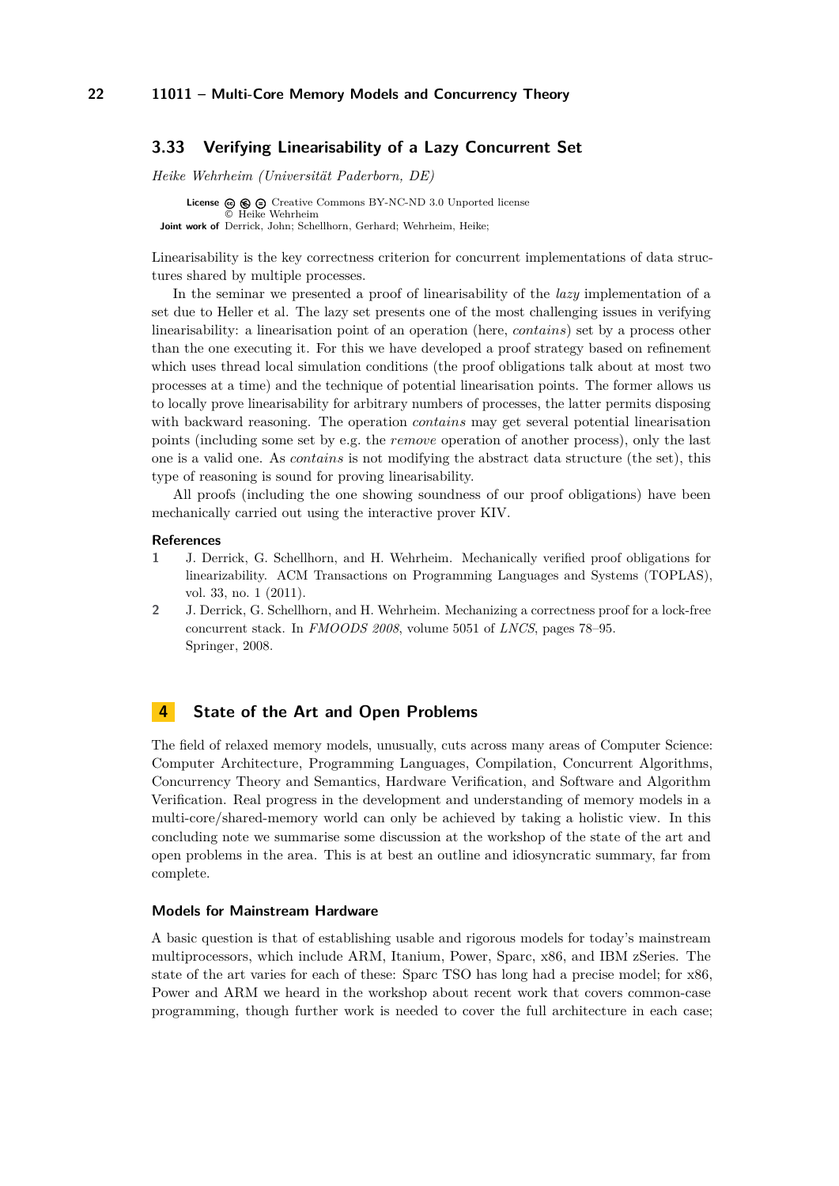## 3.33 Verifying Linearisability of a Lazy Concurrent Set

*Heike Wehrheim (Universität Paderborn, DE)*

**License** Creative Commons BY-NC-ND 3.0 Unported license
© Heike Wehrheim
**Joint work of** Derrick, John; Schellhorn, Gerhard; Wehrheim, Heike;

Linearisability is the key correctness criterion for concurrent implementations of data structures shared by multiple processes.

In the seminar we presented a proof of linearisability of the *lazy* implementation of a set due to Heller et al. The lazy set presents one of the most challenging issues in verifying linearisability: a linearisation point of an operation (here, *contains*) set by a process other than the one executing it. For this we have developed a proof strategy based on refinement which uses thread local simulation conditions (the proof obligations talk about at most two processes at a time) and the technique of potential linearisation points. The former allows us to locally prove linearisability for arbitrary numbers of processes, the latter permits disposing with backward reasoning. The operation *contains* may get several potential linearisation points (including some set by e.g. the *remove* operation of another process), only the last one is a valid one. As *contains* is not modifying the abstract data structure (the set), this type of reasoning is sound for proving linearisability.

All proofs (including the one showing soundness of our proof obligations) have been mechanically carried out using the interactive prover KIV.

### References

1. J. Derrick, G. Schellhorn, and H. Wehrheim. Mechanically verified proof obligations for linearizability. ACM Transactions on Programming Languages and Systems (TOPLAS), vol. 33, no. 1 (2011).
2. J. Derrick, G. Schellhorn, and H. Wehrheim. Mechanizing a correctness proof for a lock-free concurrent stack. In *FMOODS 2008*, volume 5051 of *LNCS*, pages 78–95. Springer, 2008.

# 4 State of the Art and Open Problems

The field of relaxed memory models, unusually, cuts across many areas of Computer Science: Computer Architecture, Programming Languages, Compilation, Concurrent Algorithms, Concurrency Theory and Semantics, Hardware Verification, and Software and Algorithm Verification. Real progress in the development and understanding of memory models in a multi-core/shared-memory world can only be achieved by taking a holistic view. In this concluding note we summarise some discussion at the workshop of the state of the art and open problems in the area. This is at best an outline and idiosyncratic summary, far from complete.

### Models for Mainstream Hardware

A basic question is that of establishing usable and rigorous models for today's mainstream multiprocessors, which include ARM, Itanium, Power, Sparc, x86, and IBM zSeries. The state of the art varies for each of these: Sparc TSO has long had a precise model; for x86, Power and ARM we heard in the workshop about recent work that covers common-case programming, though further work is needed to cover the full architecture in each case;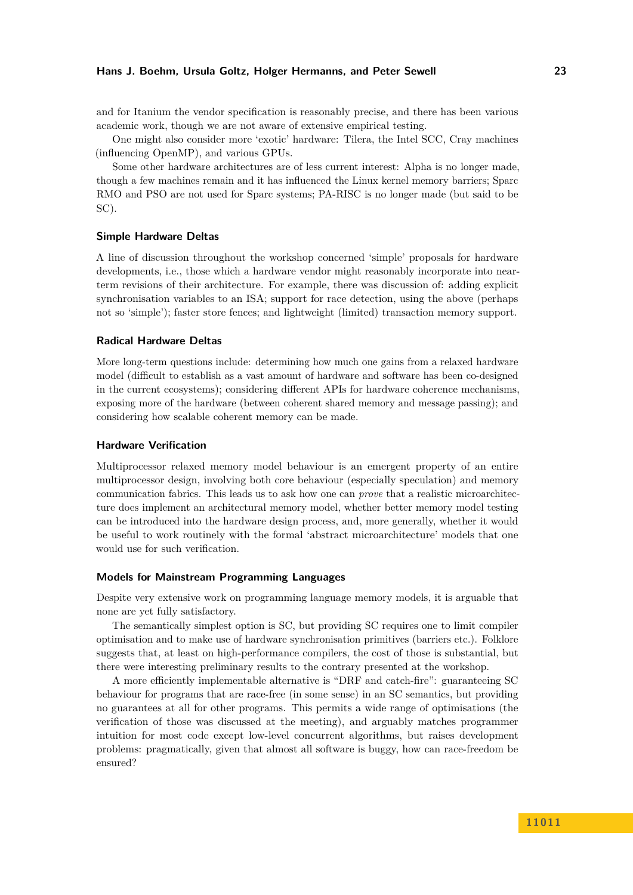and for Itanium the vendor specification is reasonably precise, and there has been various academic work, though we are not aware of extensive empirical testing.

One might also consider more 'exotic' hardware: Tilera, the Intel SCC, Cray machines (influencing OpenMP), and various GPUs.

Some other hardware architectures are of less current interest: Alpha is no longer made, though a few machines remain and it has influenced the Linux kernel memory barriers; Sparc RMO and PSO are not used for Sparc systems; PA-RISC is no longer made (but said to be SC).

### Simple Hardware Deltas

A line of discussion throughout the workshop concerned 'simple' proposals for hardware developments, i.e., those which a hardware vendor might reasonably incorporate into near-term revisions of their architecture. For example, there was discussion of: adding explicit synchronisation variables to an ISA; support for race detection, using the above (perhaps not so 'simple'); faster store fences; and lightweight (limited) transaction memory support.

### Radical Hardware Deltas

More long-term questions include: determining how much one gains from a relaxed hardware model (difficult to establish as a vast amount of hardware and software has been co-designed in the current ecosystems); considering different APIs for hardware coherence mechanisms, exposing more of the hardware (between coherent shared memory and message passing); and considering how scalable coherent memory can be made.

### Hardware Verification

Multiprocessor relaxed memory model behaviour is an emergent property of an entire multiprocessor design, involving both core behaviour (especially speculation) and memory communication fabrics. This leads us to ask how one can *prove* that a realistic microarchitecture does implement an architectural memory model, whether better memory model testing can be introduced into the hardware design process, and, more generally, whether it would be useful to work routinely with the formal 'abstract microarchitecture' models that one would use for such verification.

### Models for Mainstream Programming Languages

Despite very extensive work on programming language memory models, it is arguable that none are yet fully satisfactory.

The semantically simplest option is SC, but providing SC requires one to limit compiler optimisation and to make use of hardware synchronisation primitives (barriers etc.). Folklore suggests that, at least on high-performance compilers, the cost of those is substantial, but there were interesting preliminary results to the contrary presented at the workshop.

A more efficiently implementable alternative is "DRF and catch-fire": guaranteeing SC behaviour for programs that are race-free (in some sense) in an SC semantics, but providing no guarantees at all for other programs. This permits a wide range of optimisations (the verification of those was discussed at the meeting), and arguably matches programmer intuition for most code except low-level concurrent algorithms, but raises development problems: pragmatically, given that almost all software is buggy, how can race-freedom be ensured?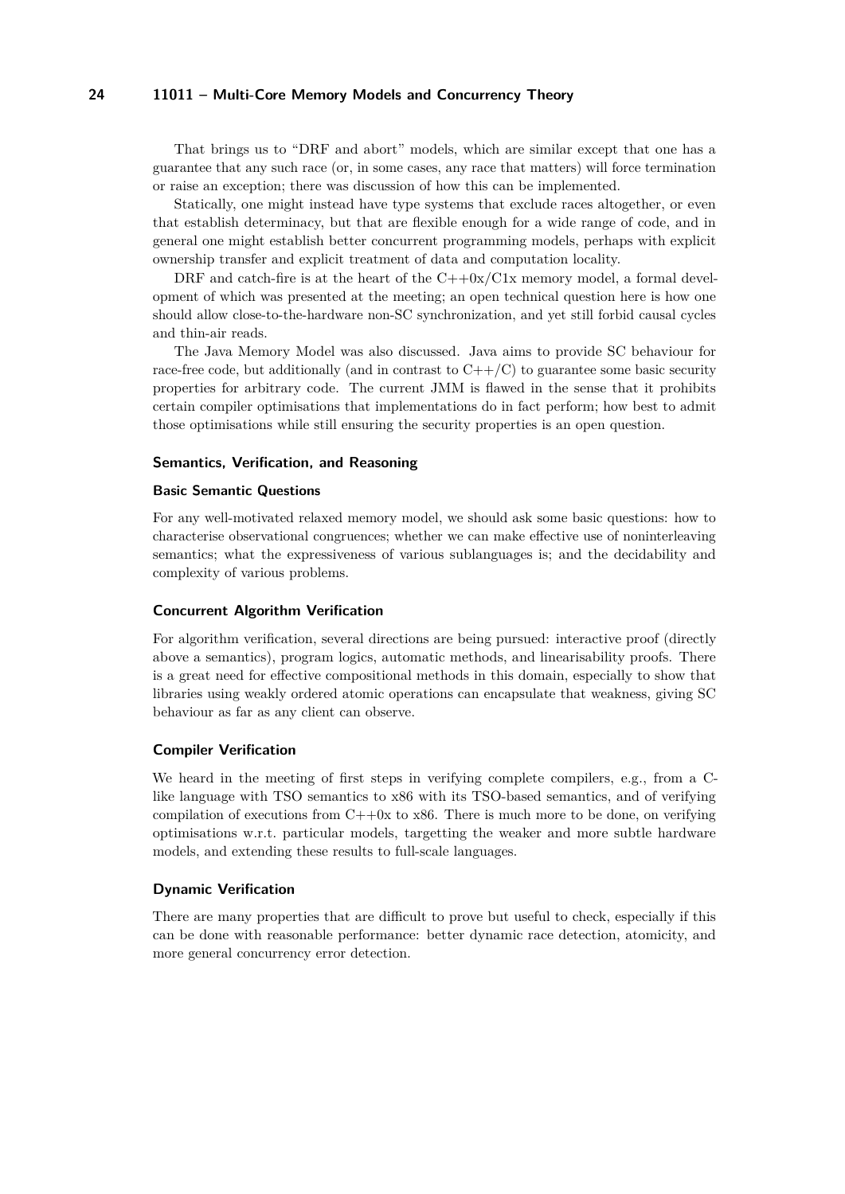That brings us to "DRF and abort" models, which are similar except that one has a guarantee that any such race (or, in some cases, any race that matters) will force termination or raise an exception; there was discussion of how this can be implemented.

Statically, one might instead have type systems that exclude races altogether, or even that establish determinacy, but that are flexible enough for a wide range of code, and in general one might establish better concurrent programming models, perhaps with explicit ownership transfer and explicit treatment of data and computation locality.

DRF and catch-fire is at the heart of the C++0x/C1x memory model, a formal development of which was presented at the meeting; an open technical question here is how one should allow close-to-the-hardware non-SC synchronization, and yet still forbid causal cycles and thin-air reads.

The Java Memory Model was also discussed. Java aims to provide SC behaviour for race-free code, but additionally (and in contrast to C++/C) to guarantee some basic security properties for arbitrary code. The current JMM is flawed in the sense that it prohibits certain compiler optimisations that implementations do in fact perform; how best to admit those optimisations while still ensuring the security properties is an open question.

### Semantics, Verification, and Reasoning

#### Basic Semantic Questions

For any well-motivated relaxed memory model, we should ask some basic questions: how to characterise observational congruences; whether we can make effective use of noninterleaving semantics; what the expressiveness of various sublanguages is; and the decidability and complexity of various problems.

#### Concurrent Algorithm Verification

For algorithm verification, several directions are being pursued: interactive proof (directly above a semantics), program logics, automatic methods, and linearisability proofs. There is a great need for effective compositional methods in this domain, especially to show that libraries using weakly ordered atomic operations can encapsulate that weakness, giving SC behaviour as far as any client can observe.

#### Compiler Verification

We heard in the meeting of first steps in verifying complete compilers, e.g., from a C-like language with TSO semantics to x86 with its TSO-based semantics, and of verifying compilation of executions from C++0x to x86. There is much more to be done, on verifying optimisations w.r.t. particular models, targetting the weaker and more subtle hardware models, and extending these results to full-scale languages.

#### Dynamic Verification

There are many properties that are difficult to prove but useful to check, especially if this can be done with reasonable performance: better dynamic race detection, atomicity, and more general concurrency error detection.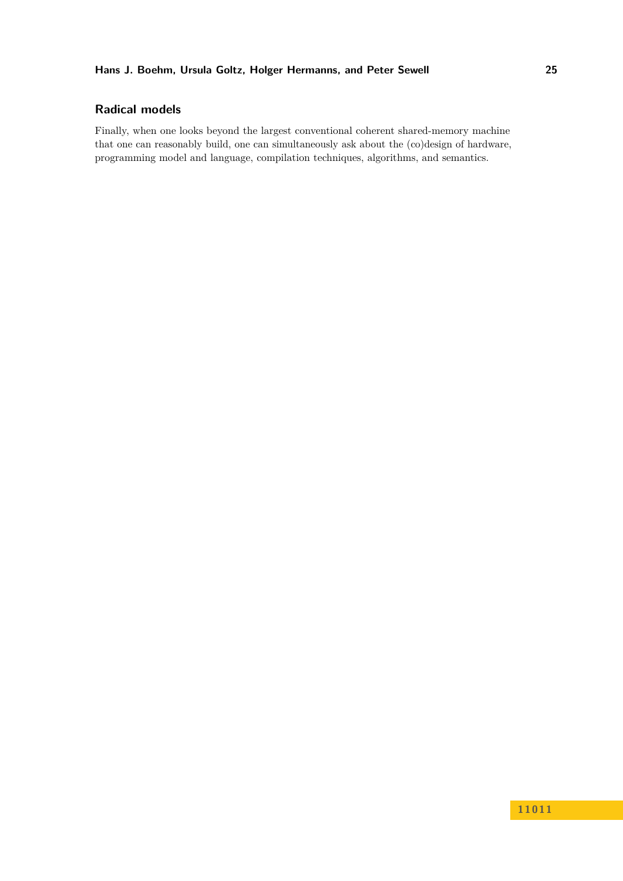## Radical models

Finally, when one looks beyond the largest conventional coherent shared-memory machine that one can reasonably build, one can simultaneously ask about the (co)design of hardware, programming model and language, compilation techniques, algorithms, and semantics.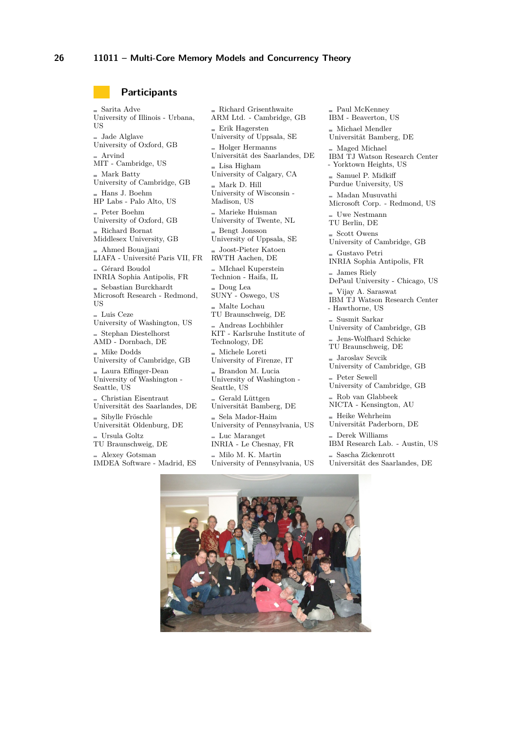# Participants

- Sarita Adve
  University of Illinois - Urbana, US
- Jade Alglave
  University of Oxford, GB
- Arvind
  MIT - Cambridge, US
- Mark Batty
  University of Cambridge, GB
- Hans J. Boehm
  HP Labs - Palo Alto, US
- Peter Boehm
  University of Oxford, GB
- Richard Bornat
  Middlesex University, GB
- Ahmed Bouajjani
  LIAFA - Université Paris VII, FR
- Gérard Boudol
  INRIA Sophia Antipolis, FR
- Sebastian Burckhardt
  Microsoft Research - Redmond, US
- Luis Ceze
  University of Washington, US
- Stephan Diestelhorst
  AMD - Dornbach, DE
- Mike Dodds
  University of Cambridge, GB
- Laura Effinger-Dean
  University of Washington - Seattle, US
- Christian Eisentraut
  Universität des Saarlandes, DE
- Sibylle Fröschle
  Universität Oldenburg, DE
- Ursula Goltz
  TU Braunschweig, DE
- Alexey Gotsman
  IMDEA Software - Madrid, ES
- Richard Grisenthwaite
  ARM Ltd. - Cambridge, GB
- Erik Hagersten
  University of Uppsala, SE
- Holger Hermanns
  Universität des Saarlandes, DE
- Lisa Higham
  University of Calgary, CA
- Mark D. Hill
  University of Wisconsin - Madison, US
- Marieke Huisman
  University of Twente, NL
- Bengt Jonsson
  University of Uppsala, SE
- Joost-Pieter Katoen
  RWTH Aachen, DE
- MIchael Kuperstein
  Technion - Haifa, IL
- Doug Lea
  SUNY - Oswego, US
- Malte Lochau
  TU Braunschweig, DE
- Andreas Lochbihler
  KIT - Karlsruhe Institute of Technology, DE
- Michele Loreti
  University of Firenze, IT
- Brandon M. Lucia
  University of Washington - Seattle, US
- Gerald Lüttgen
  Universität Bamberg, DE
- Sela Mador-Haim
  University of Pennsylvania, US
- Luc Maranget
  INRIA - Le Chesnay, FR
- Milo M. K. Martin
  University of Pennsylvania, US
- Paul McKenney
  IBM - Beaverton, US
- Michael Mendler
  Universität Bamberg, DE
- Maged Michael
  IBM TJ Watson Research Center - Yorktown Heights, US
- Samuel P. Midkiff
  Purdue University, US
- Madan Musuvathi
  Microsoft Corp. - Redmond, US
- Uwe Nestmann
  TU Berlin, DE
- Scott Owens
  University of Cambridge, GB
- Gustavo Petri
  INRIA Sophia Antipolis, FR
- James Riely
  DePaul University - Chicago, US
- Vijay A. Saraswat
  IBM TJ Watson Research Center - Hawthorne, US
- Susmit Sarkar
  University of Cambridge, GB
- Jens-Wolfhard Schicke
  TU Braunschweig, DE
- Jaroslav Sevcik
  University of Cambridge, GB
- Peter Sewell
  University of Cambridge, GB
- Rob van Glabbeek
  NICTA - Kensington, AU
- Heike Wehrheim
  Universität Paderborn, DE
- Derek Williams
  IBM Research Lab. - Austin, US
- Sascha Zickenrott
  Universität des Saarlandes, DE